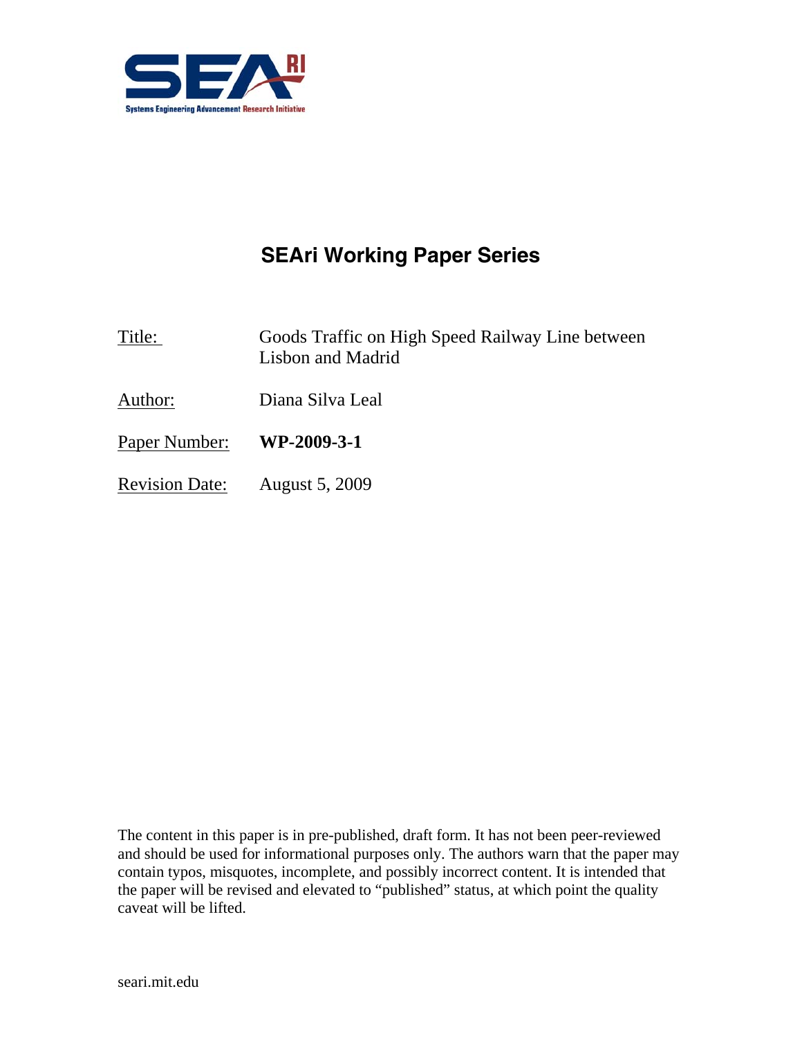SEAri

Systems Engineering Advancement Research Initiative

# SEAri Working Paper Series

Title: Goods Traffic on High Speed Railway Line between Lisbon and Madrid

Author: Diana Silva Leal

Paper Number: **WP-2009-3-1**

Revision Date: August 5, 2009

The content in this paper is in pre-published, draft form. It has not been peer-reviewed and should be used for informational purposes only. The authors warn that the paper may contain typos, misquotes, incomplete, and possibly incorrect content. It is intended that the paper will be revised and elevated to "published" status, at which point the quality caveat will be lifted.

seari.mit.edu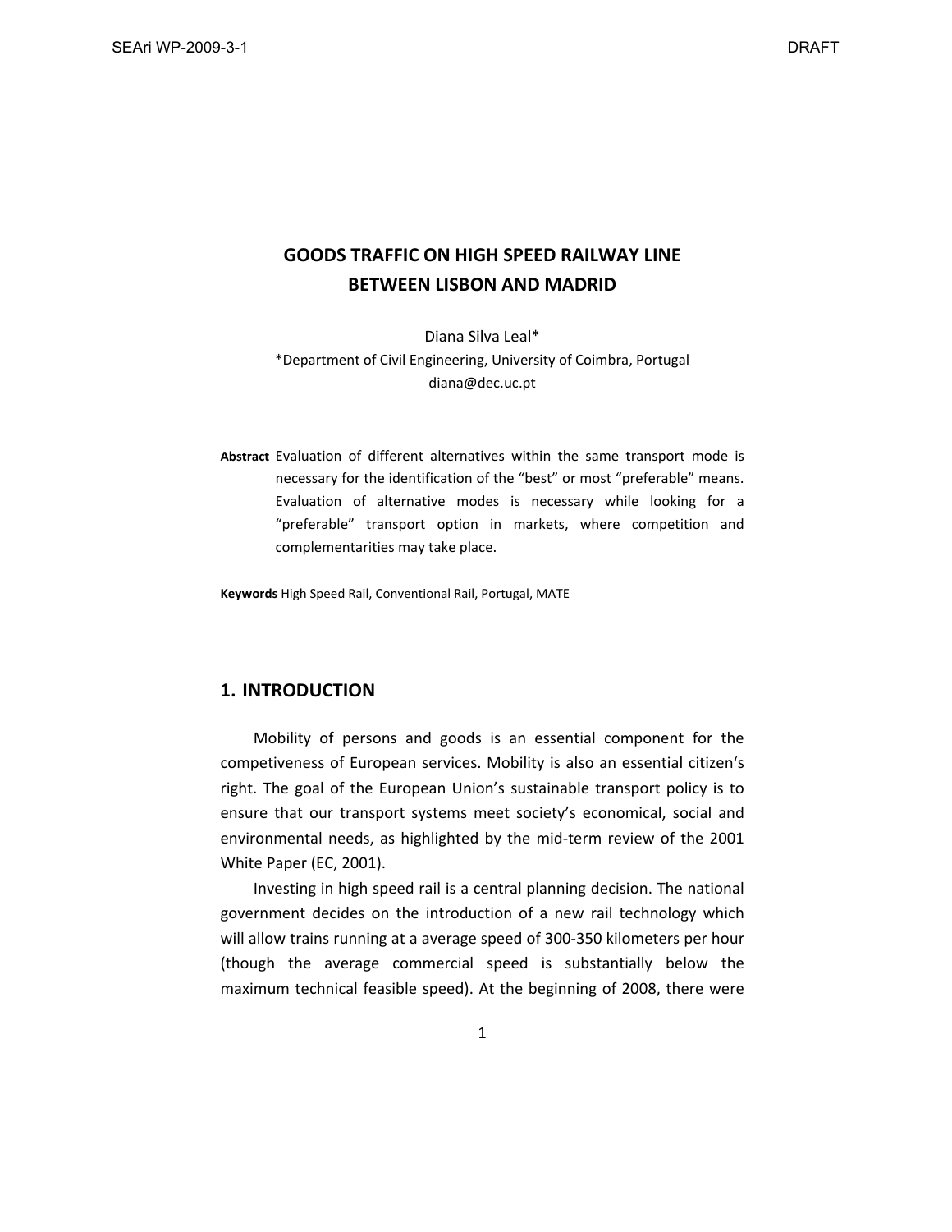# GOODS TRAFFIC ON HIGH SPEED RAILWAY LINE BETWEEN LISBON AND MADRID

Diana Silva Leal*

*Department of Civil Engineering, University of Coimbra, Portugal
diana@dec.uc.pt

**Abstract** Evaluation of different alternatives within the same transport mode is necessary for the identification of the "best" or most "preferable" means. Evaluation of alternative modes is necessary while looking for a "preferable" transport option in markets, where competition and complementarities may take place.

**Keywords** High Speed Rail, Conventional Rail, Portugal, MATE

## 1. INTRODUCTION

Mobility of persons and goods is an essential component for the competiveness of European services. Mobility is also an essential citizen's right. The goal of the European Union's sustainable transport policy is to ensure that our transport systems meet society's economical, social and environmental needs, as highlighted by the mid-term review of the 2001 White Paper (EC, 2001).

Investing in high speed rail is a central planning decision. The national government decides on the introduction of a new rail technology which will allow trains running at a average speed of 300-350 kilometers per hour (though the average commercial speed is substantially below the maximum technical feasible speed). At the beginning of 2008, there were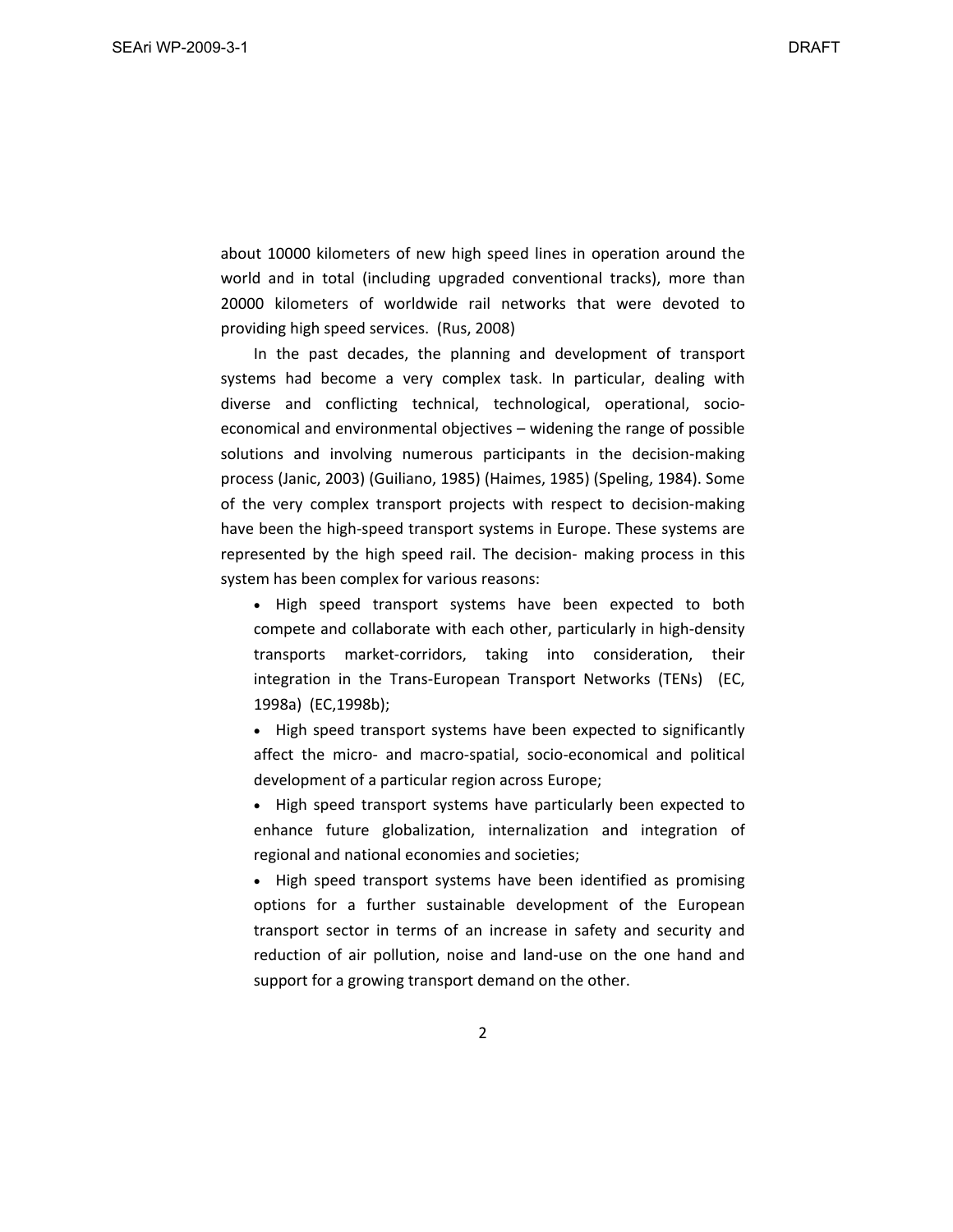about 10000 kilometers of new high speed lines in operation around the world and in total (including upgraded conventional tracks), more than 20000 kilometers of worldwide rail networks that were devoted to providing high speed services. (Rus, 2008)

In the past decades, the planning and development of transport systems had become a very complex task. In particular, dealing with diverse and conflicting technical, technological, operational, socio-economical and environmental objectives – widening the range of possible solutions and involving numerous participants in the decision-making process (Janic, 2003) (Guiliano, 1985) (Haimes, 1985) (Speling, 1984). Some of the very complex transport projects with respect to decision-making have been the high-speed transport systems in Europe. These systems are represented by the high speed rail. The decision- making process in this system has been complex for various reasons:

- High speed transport systems have been expected to both compete and collaborate with each other, particularly in high-density transports market-corridors, taking into consideration, their integration in the Trans-European Transport Networks (TENs) (EC, 1998a) (EC,1998b);
- High speed transport systems have been expected to significantly affect the micro- and macro-spatial, socio-economical and political development of a particular region across Europe;
- High speed transport systems have particularly been expected to enhance future globalization, internalization and integration of regional and national economies and societies;
- High speed transport systems have been identified as promising options for a further sustainable development of the European transport sector in terms of an increase in safety and security and reduction of air pollution, noise and land-use on the one hand and support for a growing transport demand on the other.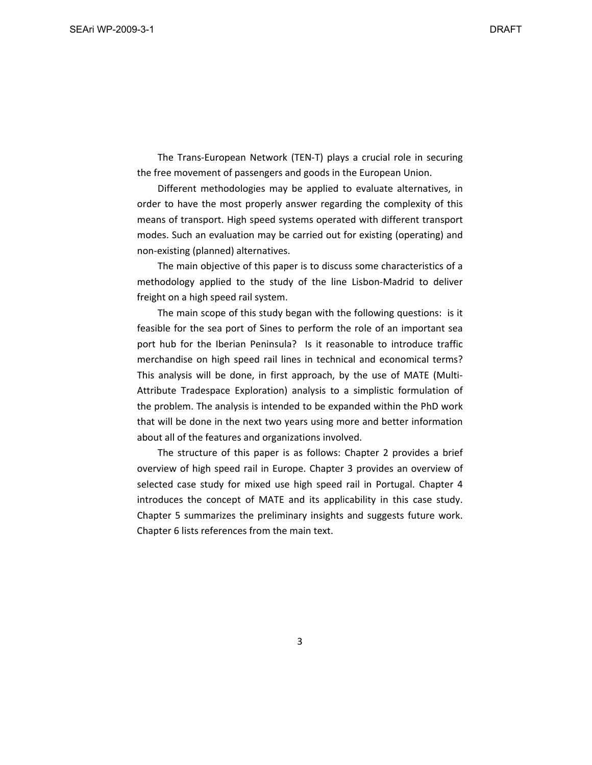The Trans-European Network (TEN-T) plays a crucial role in securing the free movement of passengers and goods in the European Union.

Different methodologies may be applied to evaluate alternatives, in order to have the most properly answer regarding the complexity of this means of transport. High speed systems operated with different transport modes. Such an evaluation may be carried out for existing (operating) and non-existing (planned) alternatives.

The main objective of this paper is to discuss some characteristics of a methodology applied to the study of the line Lisbon-Madrid to deliver freight on a high speed rail system.

The main scope of this study began with the following questions: is it feasible for the sea port of Sines to perform the role of an important sea port hub for the Iberian Peninsula? Is it reasonable to introduce traffic merchandise on high speed rail lines in technical and economical terms? This analysis will be done, in first approach, by the use of MATE (Multi-Attribute Tradespace Exploration) analysis to a simplistic formulation of the problem. The analysis is intended to be expanded within the PhD work that will be done in the next two years using more and better information about all of the features and organizations involved.

The structure of this paper is as follows: Chapter 2 provides a brief overview of high speed rail in Europe. Chapter 3 provides an overview of selected case study for mixed use high speed rail in Portugal. Chapter 4 introduces the concept of MATE and its applicability in this case study. Chapter 5 summarizes the preliminary insights and suggests future work. Chapter 6 lists references from the main text.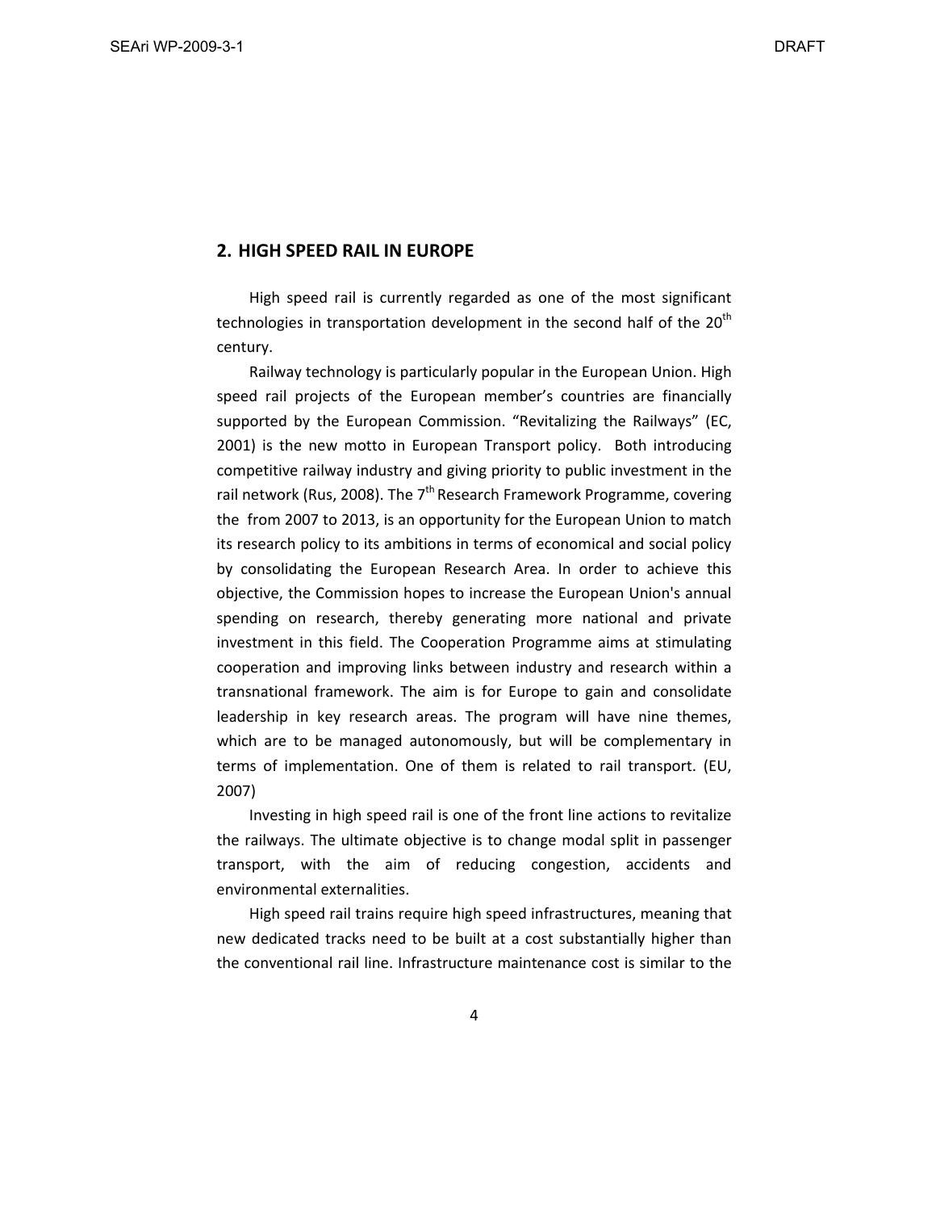## 2. HIGH SPEED RAIL IN EUROPE

High speed rail is currently regarded as one of the most significant technologies in transportation development in the second half of the 20th century.

Railway technology is particularly popular in the European Union. High speed rail projects of the European member's countries are financially supported by the European Commission. "Revitalizing the Railways" (EC, 2001) is the new motto in European Transport policy. Both introducing competitive railway industry and giving priority to public investment in the rail network (Rus, 2008). The 7th Research Framework Programme, covering the from 2007 to 2013, is an opportunity for the European Union to match its research policy to its ambitions in terms of economical and social policy by consolidating the European Research Area. In order to achieve this objective, the Commission hopes to increase the European Union's annual spending on research, thereby generating more national and private investment in this field. The Cooperation Programme aims at stimulating cooperation and improving links between industry and research within a transnational framework. The aim is for Europe to gain and consolidate leadership in key research areas. The program will have nine themes, which are to be managed autonomously, but will be complementary in terms of implementation. One of them is related to rail transport. (EU, 2007)

Investing in high speed rail is one of the front line actions to revitalize the railways. The ultimate objective is to change modal split in passenger transport, with the aim of reducing congestion, accidents and environmental externalities.

High speed rail trains require high speed infrastructures, meaning that new dedicated tracks need to be built at a cost substantially higher than the conventional rail line. Infrastructure maintenance cost is similar to the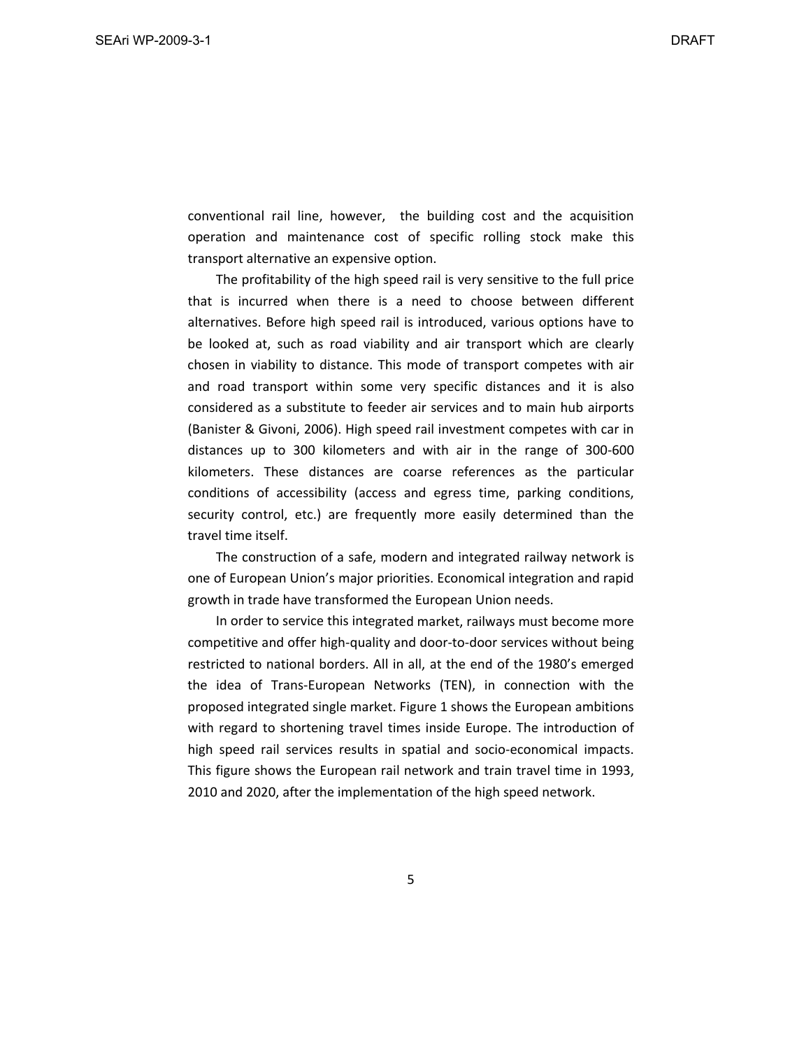conventional rail line, however, the building cost and the acquisition operation and maintenance cost of specific rolling stock make this transport alternative an expensive option.

The profitability of the high speed rail is very sensitive to the full price that is incurred when there is a need to choose between different alternatives. Before high speed rail is introduced, various options have to be looked at, such as road viability and air transport which are clearly chosen in viability to distance. This mode of transport competes with air and road transport within some very specific distances and it is also considered as a substitute to feeder air services and to main hub airports (Banister & Givoni, 2006). High speed rail investment competes with car in distances up to 300 kilometers and with air in the range of 300-600 kilometers. These distances are coarse references as the particular conditions of accessibility (access and egress time, parking conditions, security control, etc.) are frequently more easily determined than the travel time itself.

The construction of a safe, modern and integrated railway network is one of European Union's major priorities. Economical integration and rapid growth in trade have transformed the European Union needs.

In order to service this integrated market, railways must become more competitive and offer high-quality and door-to-door services without being restricted to national borders. All in all, at the end of the 1980's emerged the idea of Trans-European Networks (TEN), in connection with the proposed integrated single market. Figure 1 shows the European ambitions with regard to shortening travel times inside Europe. The introduction of high speed rail services results in spatial and socio-economical impacts. This figure shows the European rail network and train travel time in 1993, 2010 and 2020, after the implementation of the high speed network.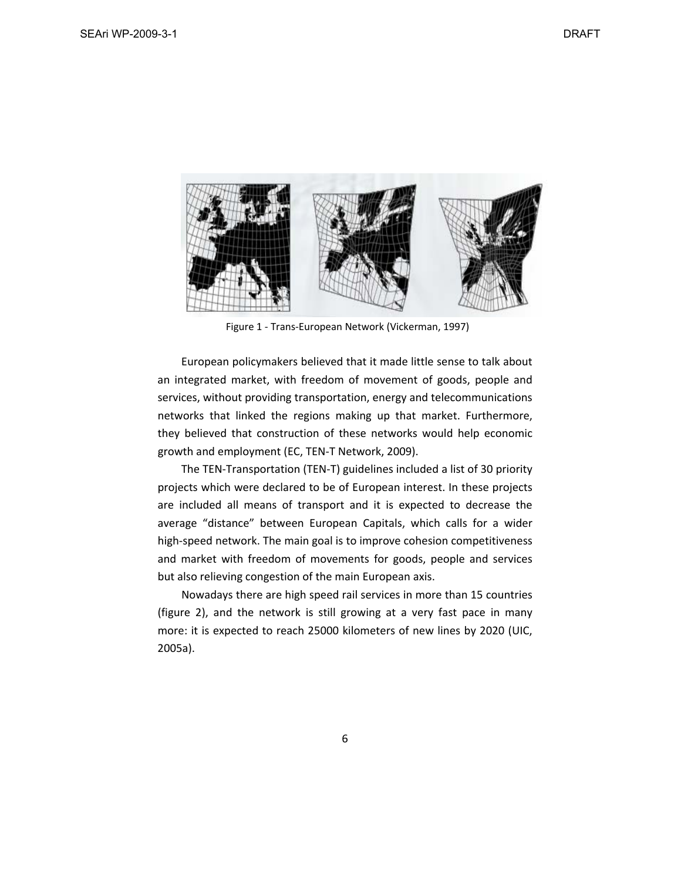Figure 1 - Trans-European Network (Vickerman, 1997)

European policymakers believed that it made little sense to talk about an integrated market, with freedom of movement of goods, people and services, without providing transportation, energy and telecommunications networks that linked the regions making up that market. Furthermore, they believed that construction of these networks would help economic growth and employment (EC, TEN-T Network, 2009).

The TEN-Transportation (TEN-T) guidelines included a list of 30 priority projects which were declared to be of European interest. In these projects are included all means of transport and it is expected to decrease the average "distance" between European Capitals, which calls for a wider high-speed network. The main goal is to improve cohesion competitiveness and market with freedom of movements for goods, people and services but also relieving congestion of the main European axis.

Nowadays there are high speed rail services in more than 15 countries (figure 2), and the network is still growing at a very fast pace in many more: it is expected to reach 25000 kilometers of new lines by 2020 (UIC, 2005a).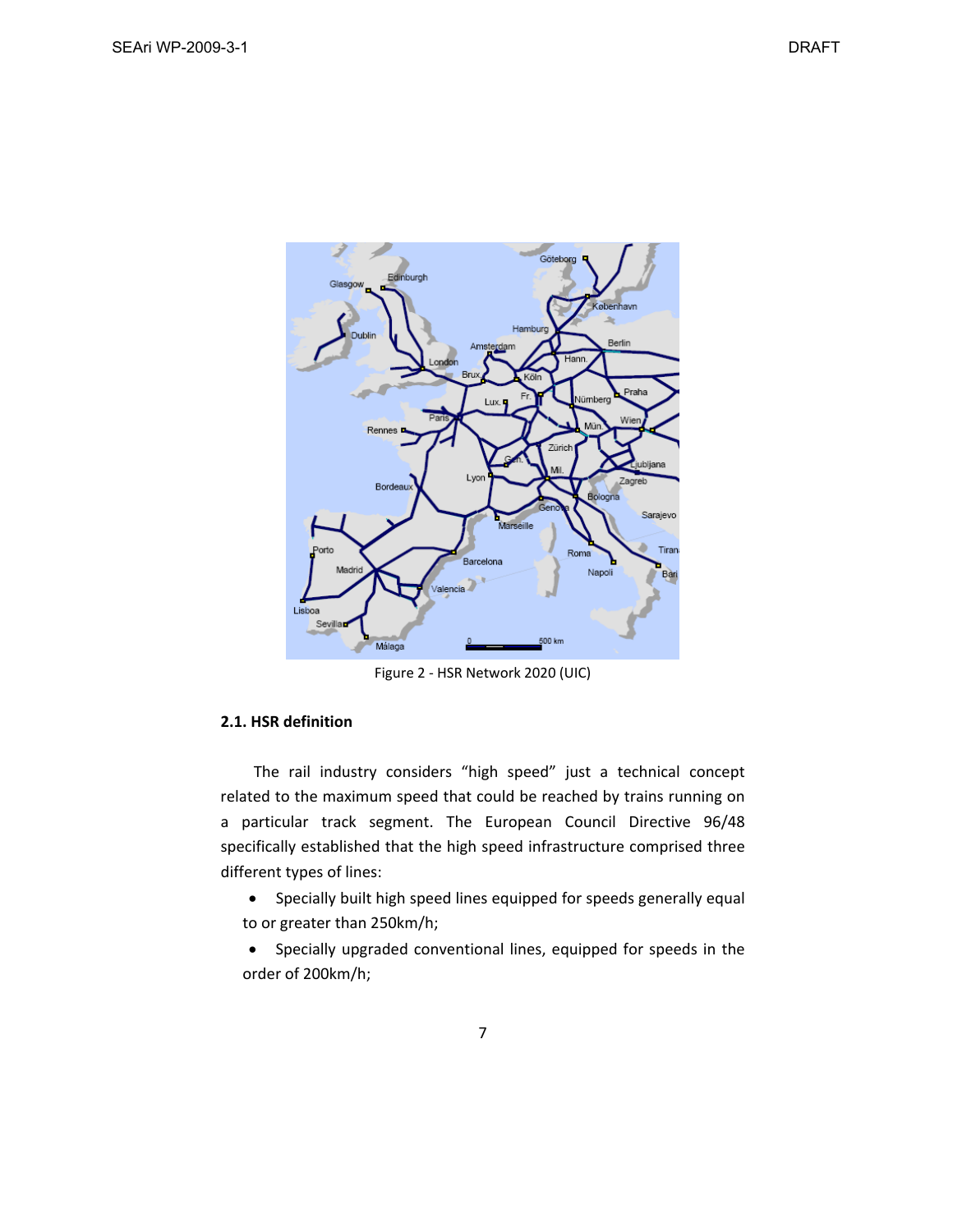Figure 2 - HSR Network 2020 (UIC)

### 2.1. HSR definition

The rail industry considers "high speed" just a technical concept related to the maximum speed that could be reached by trains running on a particular track segment. The European Council Directive 96/48 specifically established that the high speed infrastructure comprised three different types of lines:

- Specially built high speed lines equipped for speeds generally equal to or greater than 250km/h;
- Specially upgraded conventional lines, equipped for speeds in the order of 200km/h;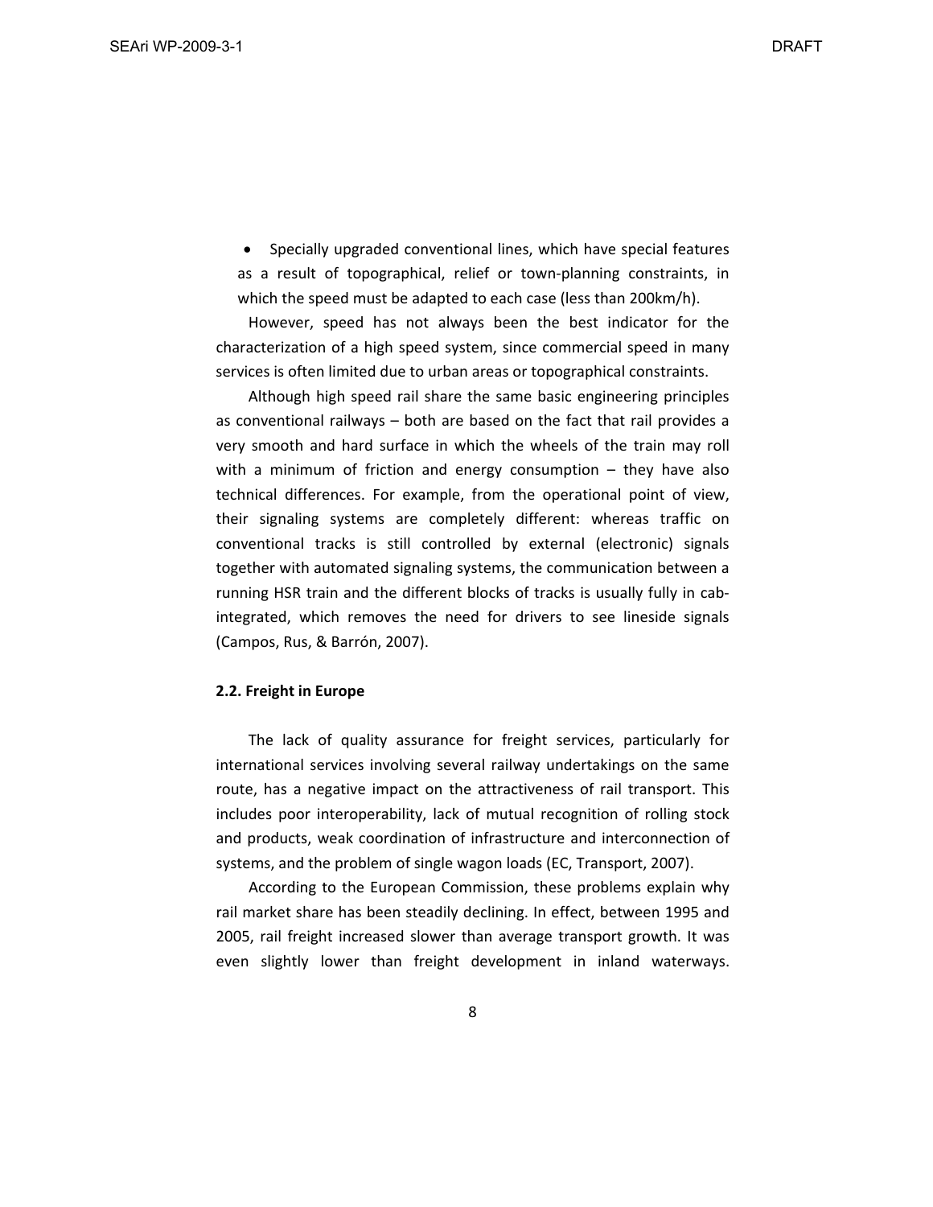- Specially upgraded conventional lines, which have special features as a result of topographical, relief or town-planning constraints, in which the speed must be adapted to each case (less than 200km/h).

However, speed has not always been the best indicator for the characterization of a high speed system, since commercial speed in many services is often limited due to urban areas or topographical constraints.

Although high speed rail share the same basic engineering principles as conventional railways – both are based on the fact that rail provides a very smooth and hard surface in which the wheels of the train may roll with a minimum of friction and energy consumption – they have also technical differences. For example, from the operational point of view, their signaling systems are completely different: whereas traffic on conventional tracks is still controlled by external (electronic) signals together with automated signaling systems, the communication between a running HSR train and the different blocks of tracks is usually fully in cab-integrated, which removes the need for drivers to see lineside signals (Campos, Rus, & Barrón, 2007).

### 2.2. Freight in Europe

The lack of quality assurance for freight services, particularly for international services involving several railway undertakings on the same route, has a negative impact on the attractiveness of rail transport. This includes poor interoperability, lack of mutual recognition of rolling stock and products, weak coordination of infrastructure and interconnection of systems, and the problem of single wagon loads (EC, Transport, 2007).

According to the European Commission, these problems explain why rail market share has been steadily declining. In effect, between 1995 and 2005, rail freight increased slower than average transport growth. It was even slightly lower than freight development in inland waterways.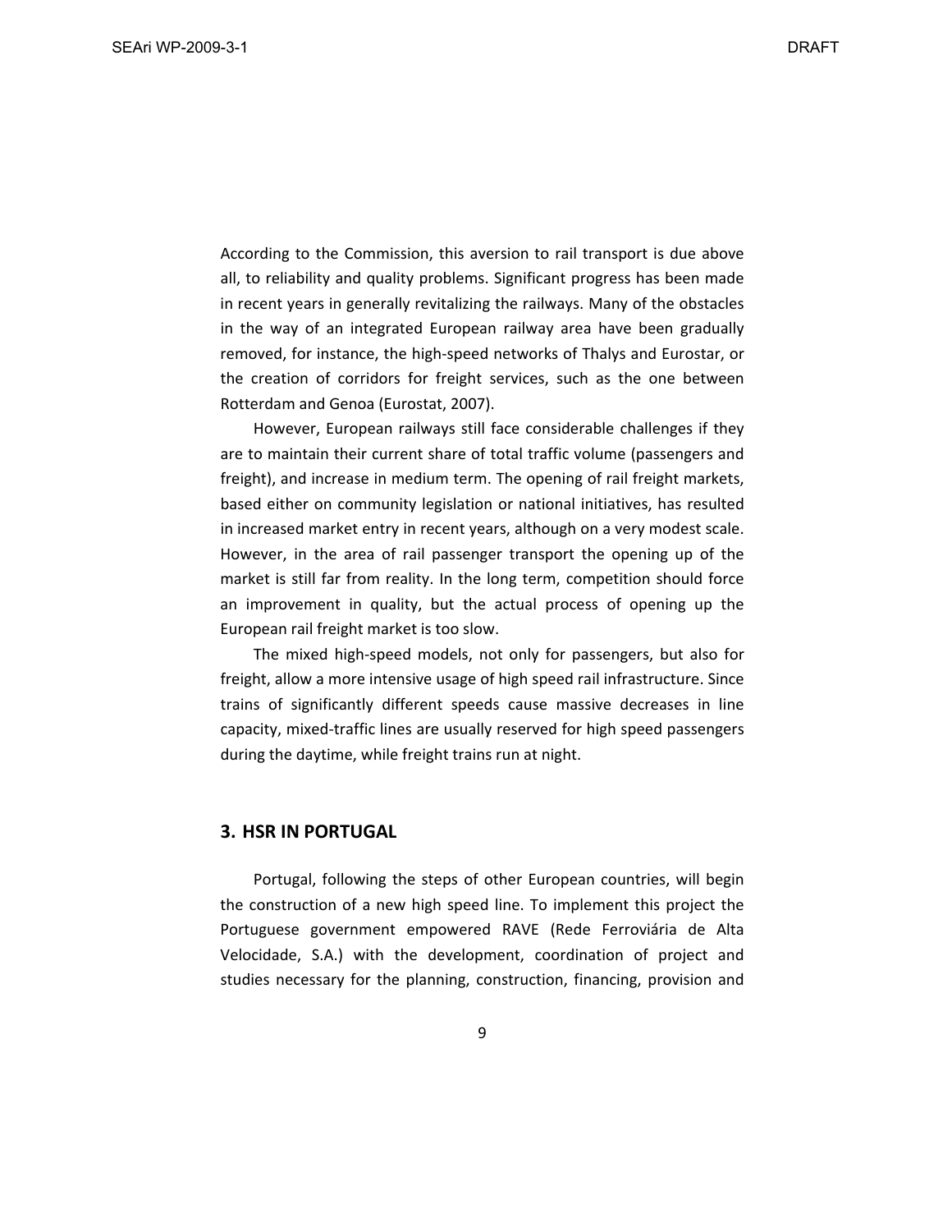According to the Commission, this aversion to rail transport is due above all, to reliability and quality problems. Significant progress has been made in recent years in generally revitalizing the railways. Many of the obstacles in the way of an integrated European railway area have been gradually removed, for instance, the high-speed networks of Thalys and Eurostar, or the creation of corridors for freight services, such as the one between Rotterdam and Genoa (Eurostat, 2007).

However, European railways still face considerable challenges if they are to maintain their current share of total traffic volume (passengers and freight), and increase in medium term. The opening of rail freight markets, based either on community legislation or national initiatives, has resulted in increased market entry in recent years, although on a very modest scale. However, in the area of rail passenger transport the opening up of the market is still far from reality. In the long term, competition should force an improvement in quality, but the actual process of opening up the European rail freight market is too slow.

The mixed high-speed models, not only for passengers, but also for freight, allow a more intensive usage of high speed rail infrastructure. Since trains of significantly different speeds cause massive decreases in line capacity, mixed-traffic lines are usually reserved for high speed passengers during the daytime, while freight trains run at night.

## 3. HSR IN PORTUGAL

Portugal, following the steps of other European countries, will begin the construction of a new high speed line. To implement this project the Portuguese government empowered RAVE (Rede Ferroviária de Alta Velocidade, S.A.) with the development, coordination of project and studies necessary for the planning, construction, financing, provision and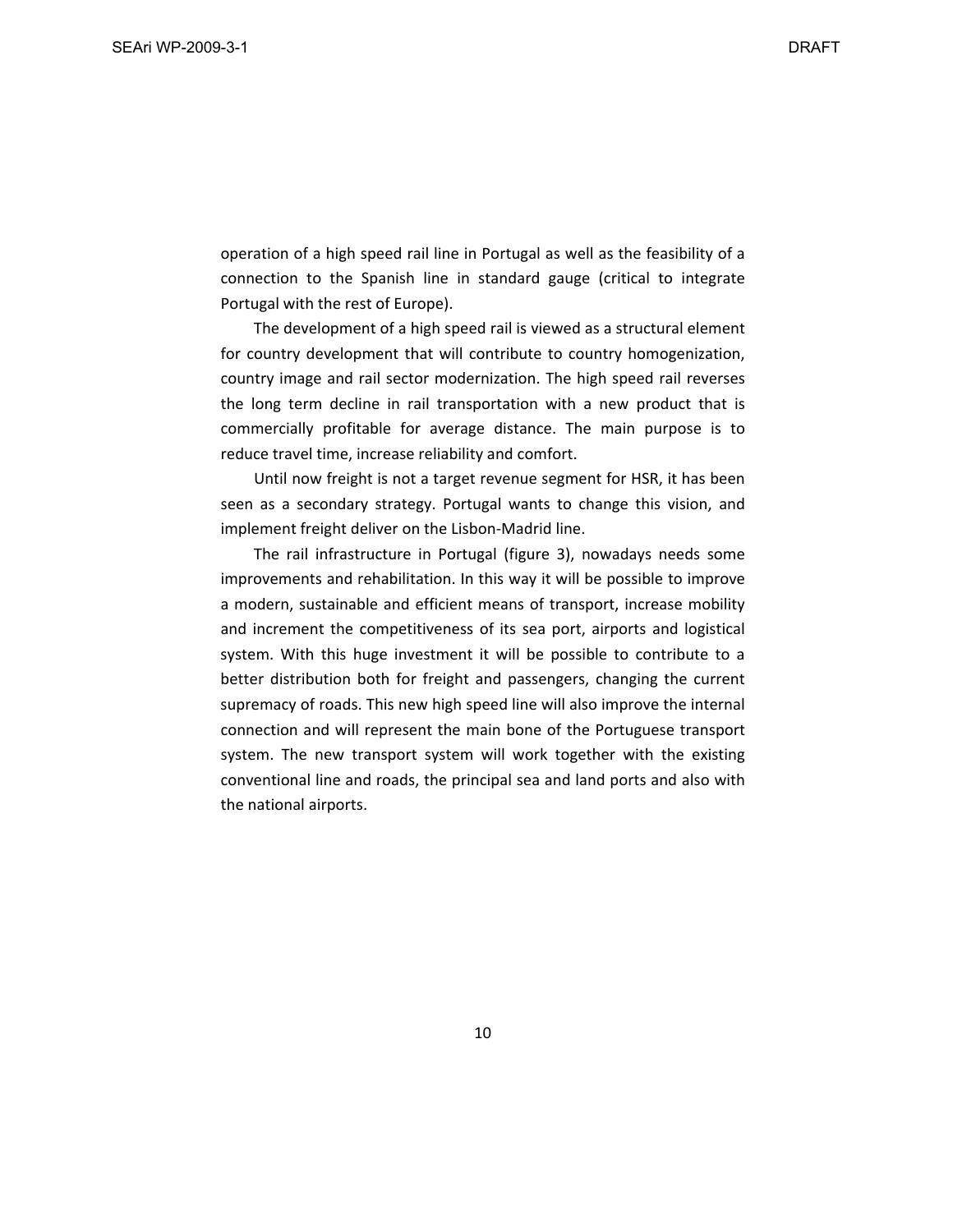operation of a high speed rail line in Portugal as well as the feasibility of a connection to the Spanish line in standard gauge (critical to integrate Portugal with the rest of Europe).

The development of a high speed rail is viewed as a structural element for country development that will contribute to country homogenization, country image and rail sector modernization. The high speed rail reverses the long term decline in rail transportation with a new product that is commercially profitable for average distance. The main purpose is to reduce travel time, increase reliability and comfort.

Until now freight is not a target revenue segment for HSR, it has been seen as a secondary strategy. Portugal wants to change this vision, and implement freight deliver on the Lisbon-Madrid line.

The rail infrastructure in Portugal (figure 3), nowadays needs some improvements and rehabilitation. In this way it will be possible to improve a modern, sustainable and efficient means of transport, increase mobility and increment the competitiveness of its sea port, airports and logistical system. With this huge investment it will be possible to contribute to a better distribution both for freight and passengers, changing the current supremacy of roads. This new high speed line will also improve the internal connection and will represent the main bone of the Portuguese transport system. The new transport system will work together with the existing conventional line and roads, the principal sea and land ports and also with the national airports.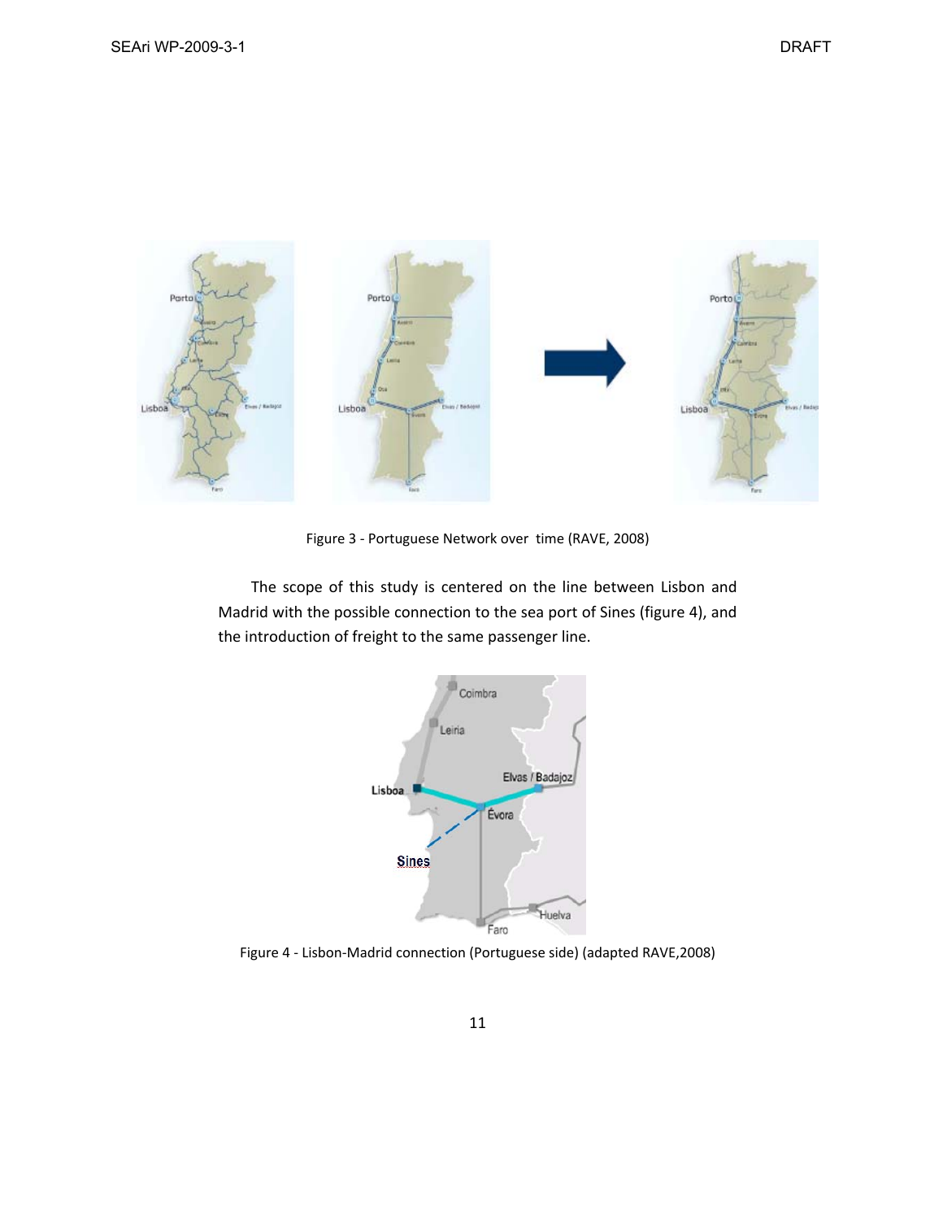Figure 3 - Portuguese Network over time (RAVE, 2008)

The scope of this study is centered on the line between Lisbon and Madrid with the possible connection to the sea port of Sines (figure 4), and the introduction of freight to the same passenger line.

Figure 4 - Lisbon-Madrid connection (Portuguese side) (adapted RAVE,2008)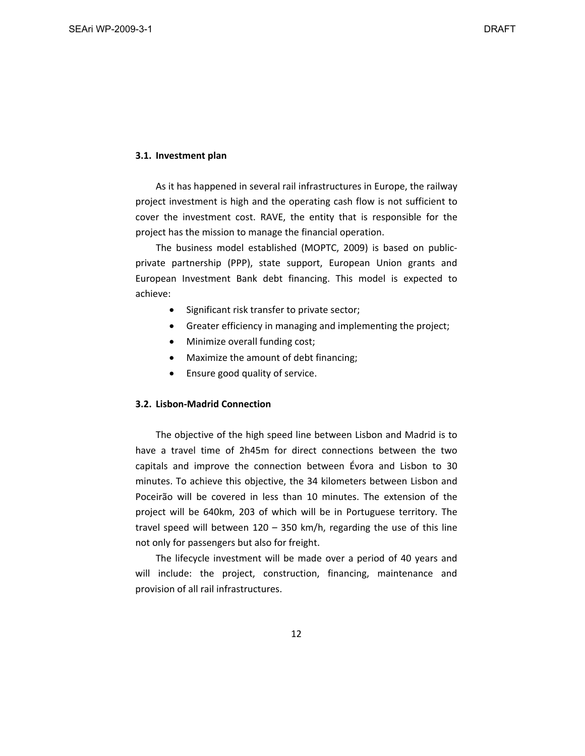### 3.1. Investment plan

As it has happened in several rail infrastructures in Europe, the railway project investment is high and the operating cash flow is not sufficient to cover the investment cost. RAVE, the entity that is responsible for the project has the mission to manage the financial operation.

The business model established (MOPTC, 2009) is based on public-private partnership (PPP), state support, European Union grants and European Investment Bank debt financing. This model is expected to achieve:

- Significant risk transfer to private sector;
- Greater efficiency in managing and implementing the project;
- Minimize overall funding cost;
- Maximize the amount of debt financing;
- Ensure good quality of service.

### 3.2. Lisbon-Madrid Connection

The objective of the high speed line between Lisbon and Madrid is to have a travel time of 2h45m for direct connections between the two capitals and improve the connection between Évora and Lisbon to 30 minutes. To achieve this objective, the 34 kilometers between Lisbon and Poceirão will be covered in less than 10 minutes. The extension of the project will be 640km, 203 of which will be in Portuguese territory. The travel speed will between 120 – 350 km/h, regarding the use of this line not only for passengers but also for freight.

The lifecycle investment will be made over a period of 40 years and will include: the project, construction, financing, maintenance and provision of all rail infrastructures.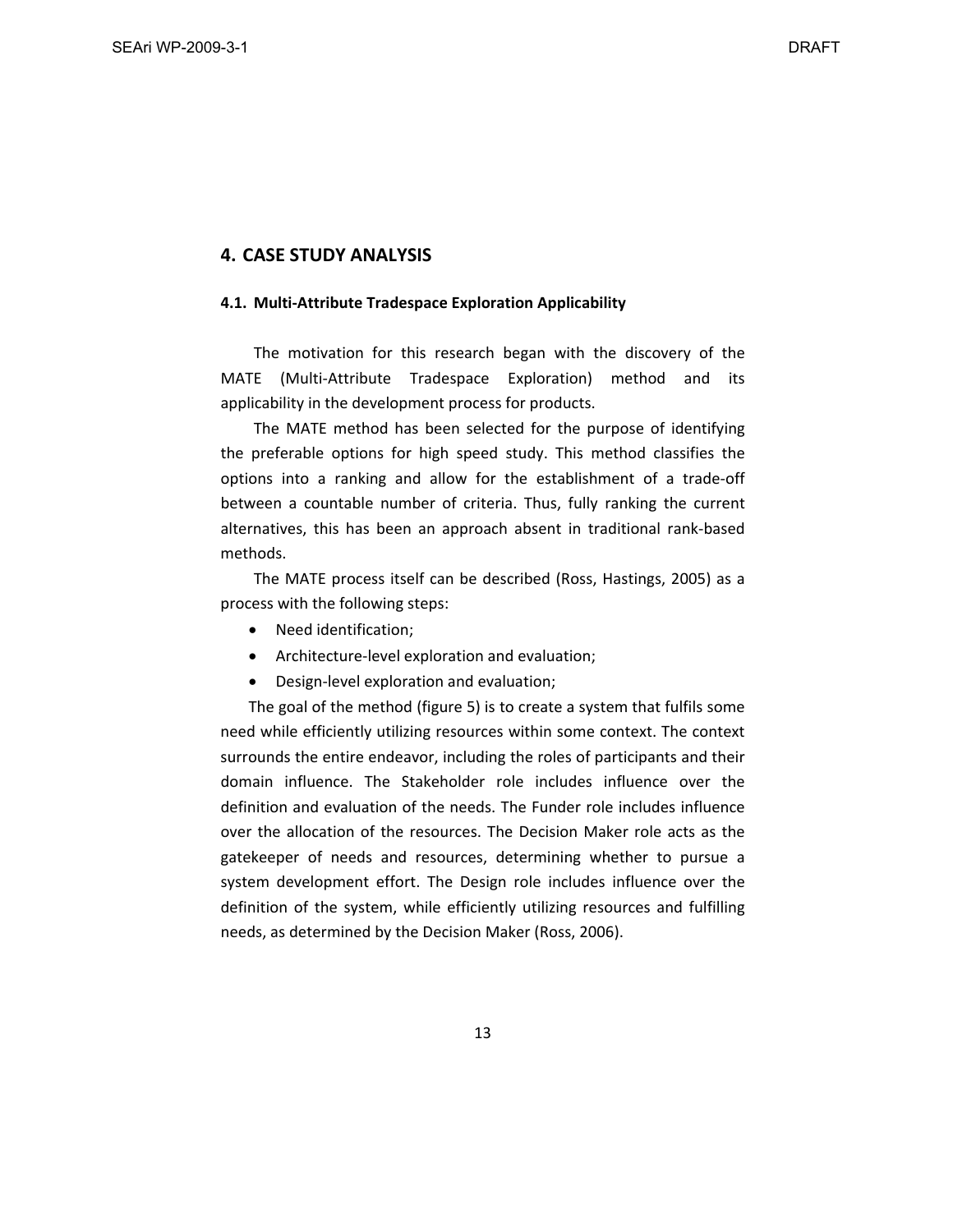# 4. CASE STUDY ANALYSIS

## 4.1. Multi-Attribute Tradespace Exploration Applicability

The motivation for this research began with the discovery of the MATE (Multi-Attribute Tradespace Exploration) method and its applicability in the development process for products.

The MATE method has been selected for the purpose of identifying the preferable options for high speed study. This method classifies the options into a ranking and allow for the establishment of a trade-off between a countable number of criteria. Thus, fully ranking the current alternatives, this has been an approach absent in traditional rank-based methods.

The MATE process itself can be described (Ross, Hastings, 2005) as a process with the following steps:

- Need identification;
- Architecture-level exploration and evaluation;
- Design-level exploration and evaluation;

The goal of the method (figure 5) is to create a system that fulfils some need while efficiently utilizing resources within some context. The context surrounds the entire endeavor, including the roles of participants and their domain influence. The Stakeholder role includes influence over the definition and evaluation of the needs. The Funder role includes influence over the allocation of the resources. The Decision Maker role acts as the gatekeeper of needs and resources, determining whether to pursue a system development effort. The Design role includes influence over the definition of the system, while efficiently utilizing resources and fulfilling needs, as determined by the Decision Maker (Ross, 2006).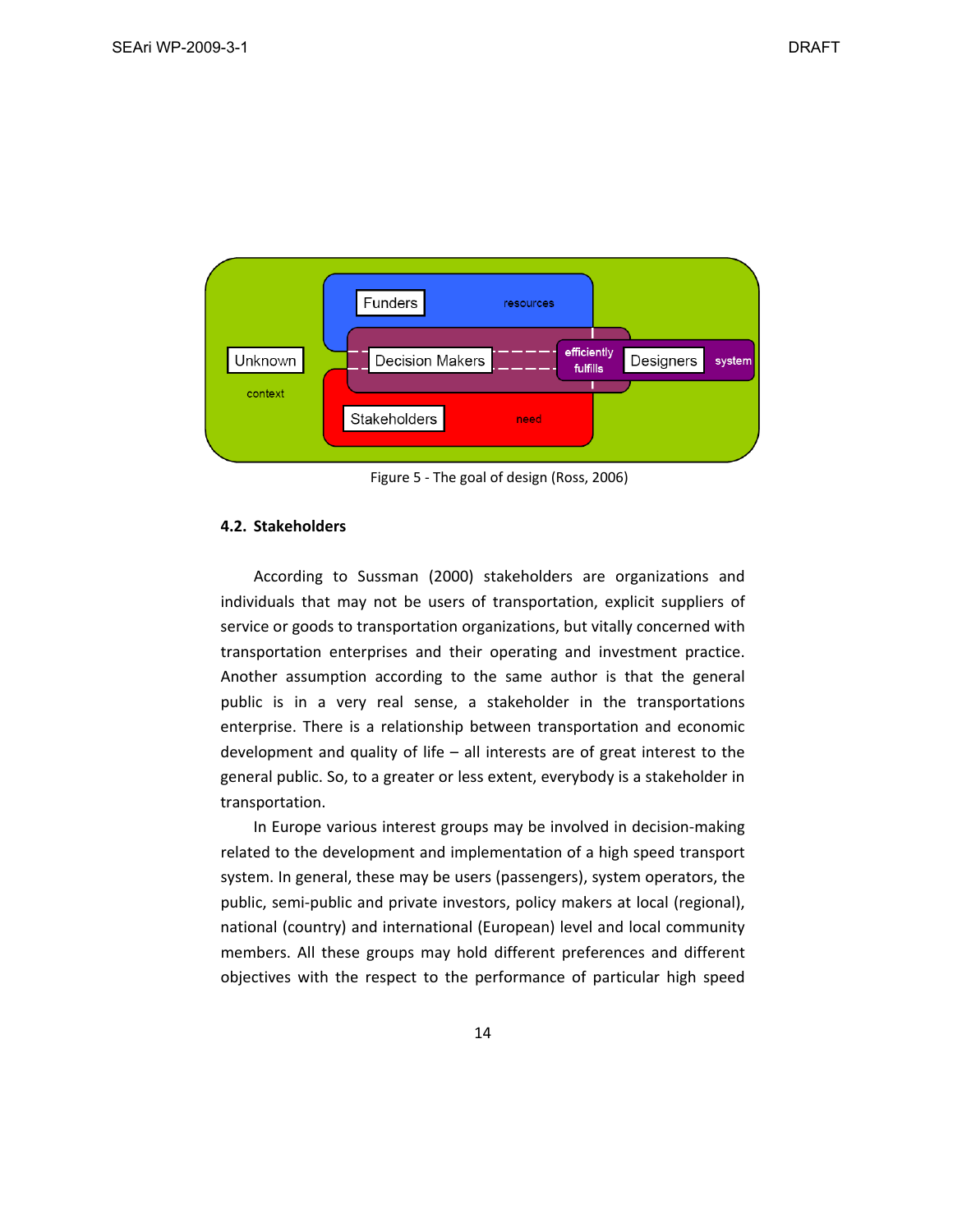Figure 5 - The goal of design (Ross, 2006)

### 4.2. Stakeholders

According to Sussman (2000) stakeholders are organizations and individuals that may not be users of transportation, explicit suppliers of service or goods to transportation organizations, but vitally concerned with transportation enterprises and their operating and investment practice. Another assumption according to the same author is that the general public is in a very real sense, a stakeholder in the transportations enterprise. There is a relationship between transportation and economic development and quality of life – all interests are of great interest to the general public. So, to a greater or less extent, everybody is a stakeholder in transportation.

In Europe various interest groups may be involved in decision-making related to the development and implementation of a high speed transport system. In general, these may be users (passengers), system operators, the public, semi-public and private investors, policy makers at local (regional), national (country) and international (European) level and local community members. All these groups may hold different preferences and different objectives with the respect to the performance of particular high speed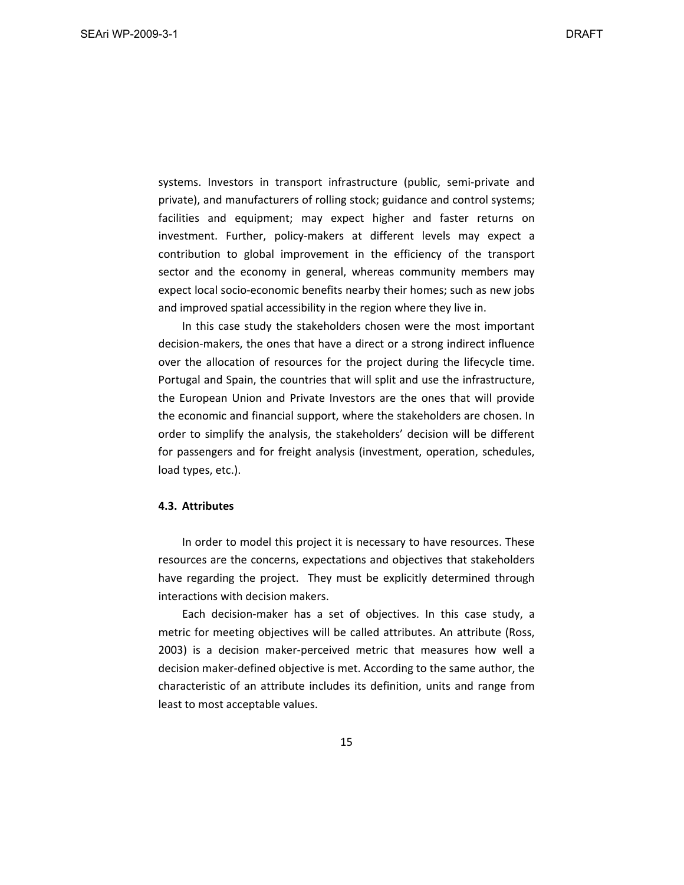systems. Investors in transport infrastructure (public, semi-private and private), and manufacturers of rolling stock; guidance and control systems; facilities and equipment; may expect higher and faster returns on investment. Further, policy-makers at different levels may expect a contribution to global improvement in the efficiency of the transport sector and the economy in general, whereas community members may expect local socio-economic benefits nearby their homes; such as new jobs and improved spatial accessibility in the region where they live in.

In this case study the stakeholders chosen were the most important decision-makers, the ones that have a direct or a strong indirect influence over the allocation of resources for the project during the lifecycle time. Portugal and Spain, the countries that will split and use the infrastructure, the European Union and Private Investors are the ones that will provide the economic and financial support, where the stakeholders are chosen. In order to simplify the analysis, the stakeholders' decision will be different for passengers and for freight analysis (investment, operation, schedules, load types, etc.).

### 4.3. Attributes

In order to model this project it is necessary to have resources. These resources are the concerns, expectations and objectives that stakeholders have regarding the project. They must be explicitly determined through interactions with decision makers.

Each decision-maker has a set of objectives. In this case study, a metric for meeting objectives will be called attributes. An attribute (Ross, 2003) is a decision maker-perceived metric that measures how well a decision maker-defined objective is met. According to the same author, the characteristic of an attribute includes its definition, units and range from least to most acceptable values.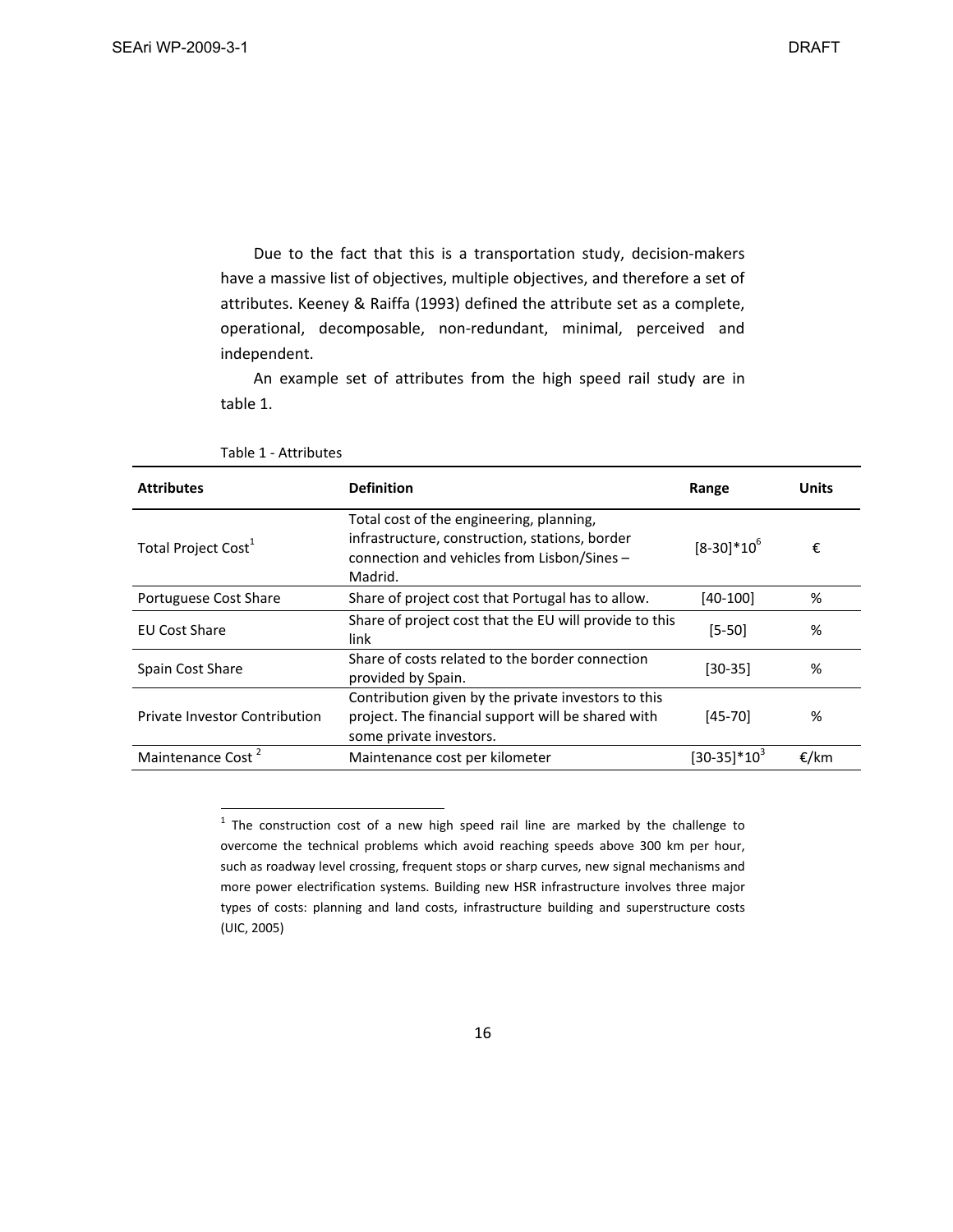Due to the fact that this is a transportation study, decision-makers have a massive list of objectives, multiple objectives, and therefore a set of attributes. Keeney & Raiffa (1993) defined the attribute set as a complete, operational, decomposable, non-redundant, minimal, perceived and independent.

An example set of attributes from the high speed rail study are in table 1.

Table 1 - Attributes

| **Attributes** | **Definition** | **Range** | **Units** |
|---|---|---|---|
| Total Project Cost[1] | Total cost of the engineering, planning, infrastructure, construction, stations, border connection and vehicles from Lisbon/Sines – Madrid. | $[8\text{-}30]*10^6$ | € |
| Portuguese Cost Share | Share of project cost that Portugal has to allow. | [40-100] | % |
| EU Cost Share | Share of project cost that the EU will provide to this link | [5-50] | % |
| Spain Cost Share | Share of costs related to the border connection provided by Spain. | [30-35] | % |
| Private Investor Contribution | Contribution given by the private investors to this project. The financial support will be shared with some private investors. | [45-70] | % |
| Maintenance Cost [2] | Maintenance cost per kilometer | $[30\text{-}35]*10^3$ | €/km |

[1] The construction cost of a new high speed rail line are marked by the challenge to overcome the technical problems which avoid reaching speeds above 300 km per hour, such as roadway level crossing, frequent stops or sharp curves, new signal mechanisms and more power electrification systems. Building new HSR infrastructure involves three major types of costs: planning and land costs, infrastructure building and superstructure costs (UIC, 2005)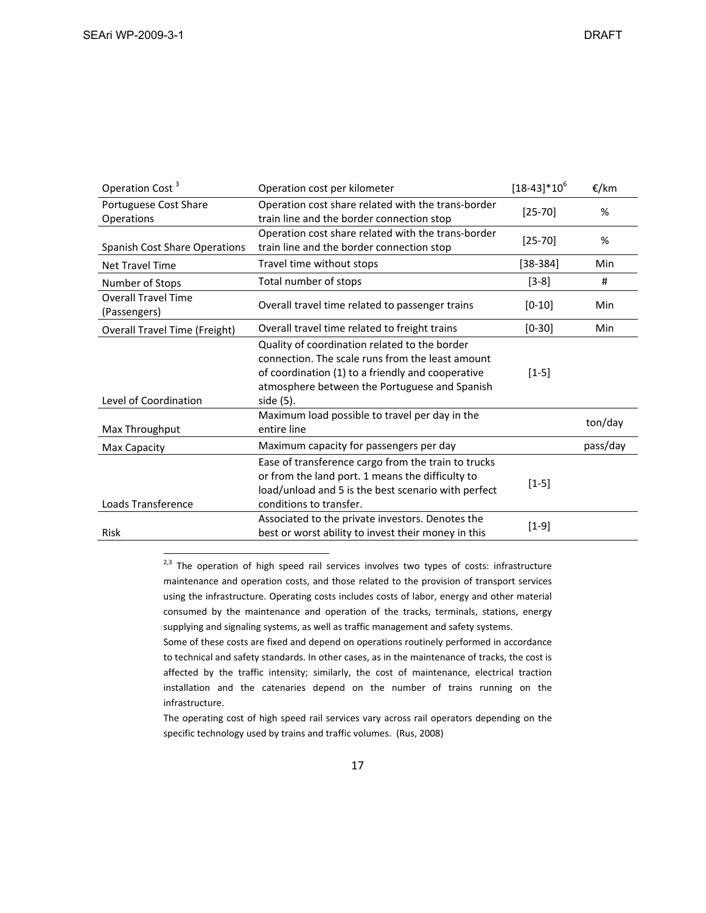| Operation Cost [3] | Operation cost per kilometer | $[18\text{-}43]*10^6$ | €/km |
|---|---|---|---|
| Portuguese Cost Share Operations | Operation cost share related with the trans-border train line and the border connection stop | [25-70] | % |
| Spanish Cost Share Operations | Operation cost share related with the trans-border train line and the border connection stop | [25-70] | % |
| Net Travel Time | Travel time without stops | [38-384] | Min |
| Number of Stops | Total number of stops | [3-8] | # |
| Overall Travel Time (Passengers) | Overall travel time related to passenger trains | [0-10] | Min |
| Overall Travel Time (Freight) | Overall travel time related to freight trains | [0-30] | Min |
| Level of Coordination | Quality of coordination related to the border connection. The scale runs from the least amount of coordination (1) to a friendly and cooperative atmosphere between the Portuguese and Spanish side (5). | [1-5] | |
| Max Throughput | Maximum load possible to travel per day in the entire line | | ton/day |
| Max Capacity | Maximum capacity for passengers per day | | pass/day |
| Loads Transference | Ease of transference cargo from the train to trucks or from the land port. 1 means the difficulty to load/unload and 5 is the best scenario with perfect conditions to transfer. | [1-5] | |
| Risk | Associated to the private investors. Denotes the best or worst ability to invest their money in this | [1-9] | |

[2,3] The operation of high speed rail services involves two types of costs: infrastructure maintenance and operation costs, and those related to the provision of transport services using the infrastructure. Operating costs includes costs of labor, energy and other material consumed by the maintenance and operation of the tracks, terminals, stations, energy supplying and signaling systems, as well as traffic management and safety systems.

Some of these costs are fixed and depend on operations routinely performed in accordance to technical and safety standards. In other cases, as in the maintenance of tracks, the cost is affected by the traffic intensity; similarly, the cost of maintenance, electrical traction installation and the catenaries depend on the number of trains running on the infrastructure.

The operating cost of high speed rail services vary across rail operators depending on the specific technology used by trains and traffic volumes. (Rus, 2008)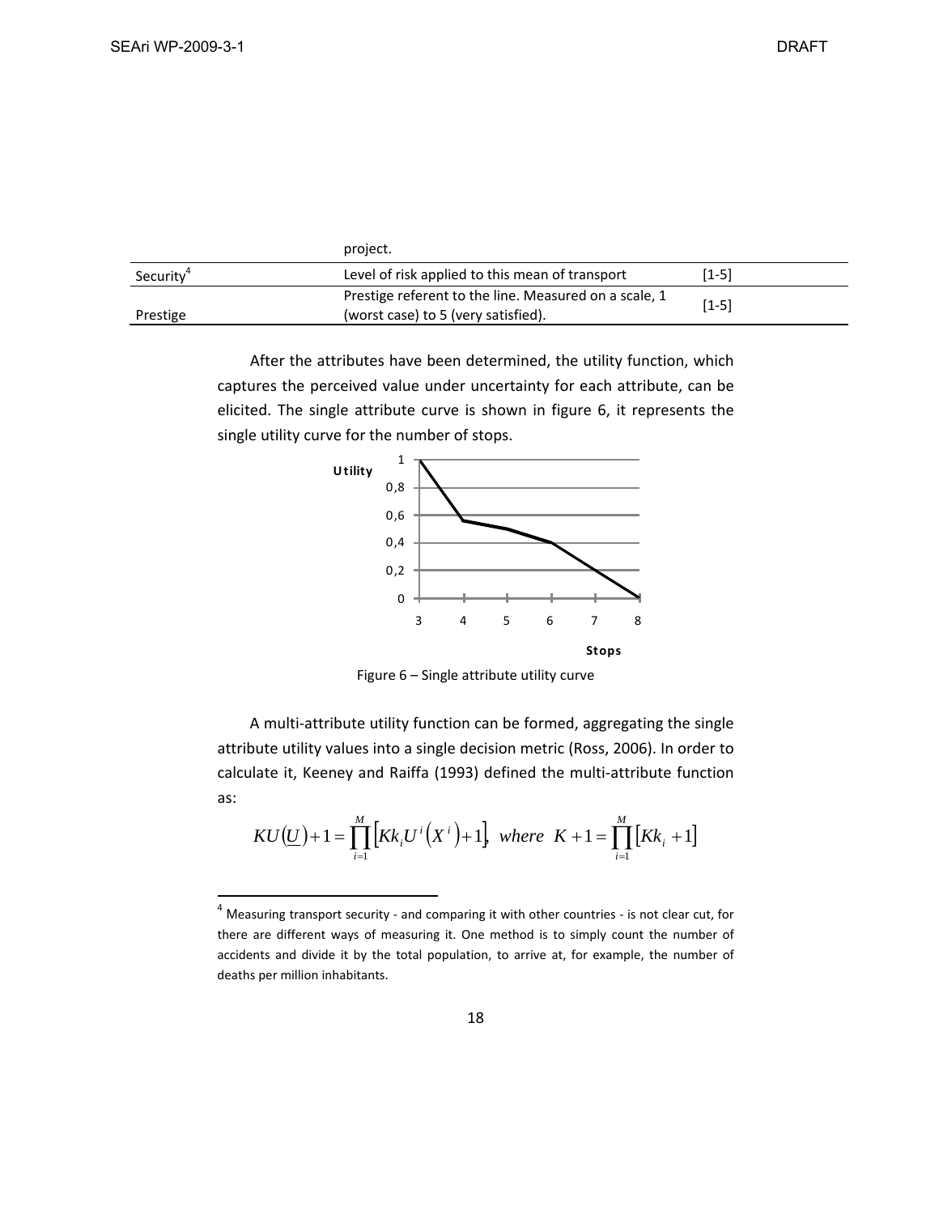| | project. | |
|---|---|---|
| Security[4] | Level of risk applied to this mean of transport | [1-5] |
| Prestige | Prestige referent to the line. Measured on a scale, 1 (worst case) to 5 (very satisfied). | [1-5] |

After the attributes have been determined, the utility function, which captures the perceived value under uncertainty for each attribute, can be elicited. The single attribute curve is shown in figure 6, it represents the single utility curve for the number of stops.

Figure 6 – Single attribute utility curve

A multi-attribute utility function can be formed, aggregating the single attribute utility values into a single decision metric (Ross, 2006). In order to calculate it, Keeney and Raiffa (1993) defined the multi-attribute function as:

$$KU(\underline{U})+1=\prod_{i=1}^{M}\left[Kk_i U^i\left(X^i\right)+1\right], \ where \ K+1=\prod_{i=1}^{M}\left[Kk_i+1\right]$$

[4] Measuring transport security - and comparing it with other countries - is not clear cut, for there are different ways of measuring it. One method is to simply count the number of accidents and divide it by the total population, to arrive at, for example, the number of deaths per million inhabitants.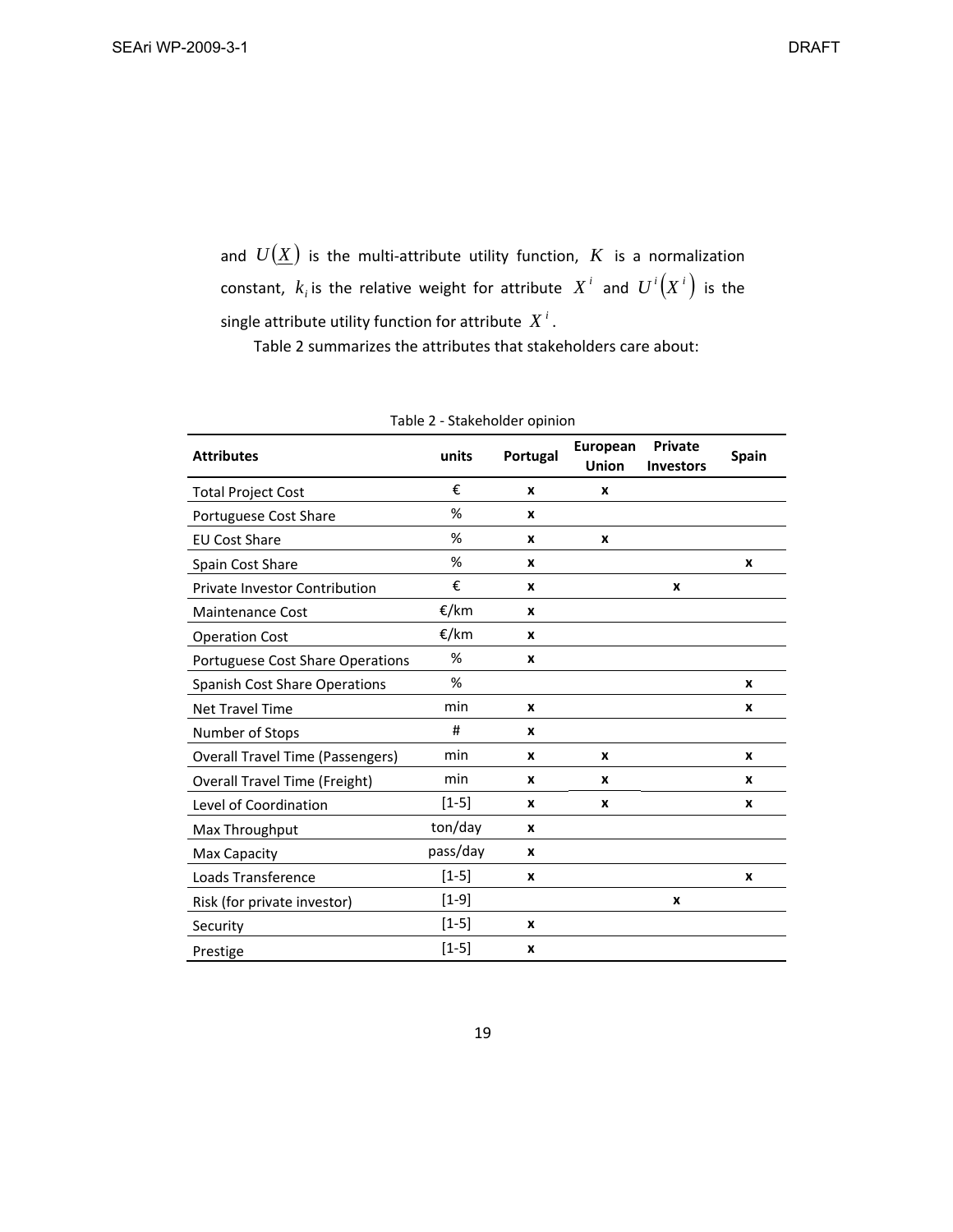and $U(\underline{X})$ is the multi-attribute utility function, $K$ is a normalization constant, $k_i$ is the relative weight for attribute $X^i$ and $U^i(X^i)$ is the single attribute utility function for attribute $X^i$.

Table 2 summarizes the attributes that stakeholders care about:

Table 2 - Stakeholder opinion

| Attributes | units | Portugal | European Union | Private Investors | Spain |
|---|---|---|---|---|---|
| Total Project Cost | € | x | x | | |
| Portuguese Cost Share | % | x | | | |
| EU Cost Share | % | x | x | | |
| Spain Cost Share | % | x | | | x |
| Private Investor Contribution | € | x | | x | |
| Maintenance Cost | €/km | x | | | |
| Operation Cost | €/km | x | | | |
| Portuguese Cost Share Operations | % | x | | | |
| Spanish Cost Share Operations | % | | | | x |
| Net Travel Time | min | x | | | x |
| Number of Stops | # | x | | | |
| Overall Travel Time (Passengers) | min | x | x | | x |
| Overall Travel Time (Freight) | min | x | x | | x |
| Level of Coordination | [1-5] | x | x | | x |
| Max Throughput | ton/day | x | | | |
| Max Capacity | pass/day | x | | | |
| Loads Transference | [1-5] | x | | | x |
| Risk (for private investor) | [1-9] | | | x | |
| Security | [1-5] | x | | | |
| Prestige | [1-5] | x | | | |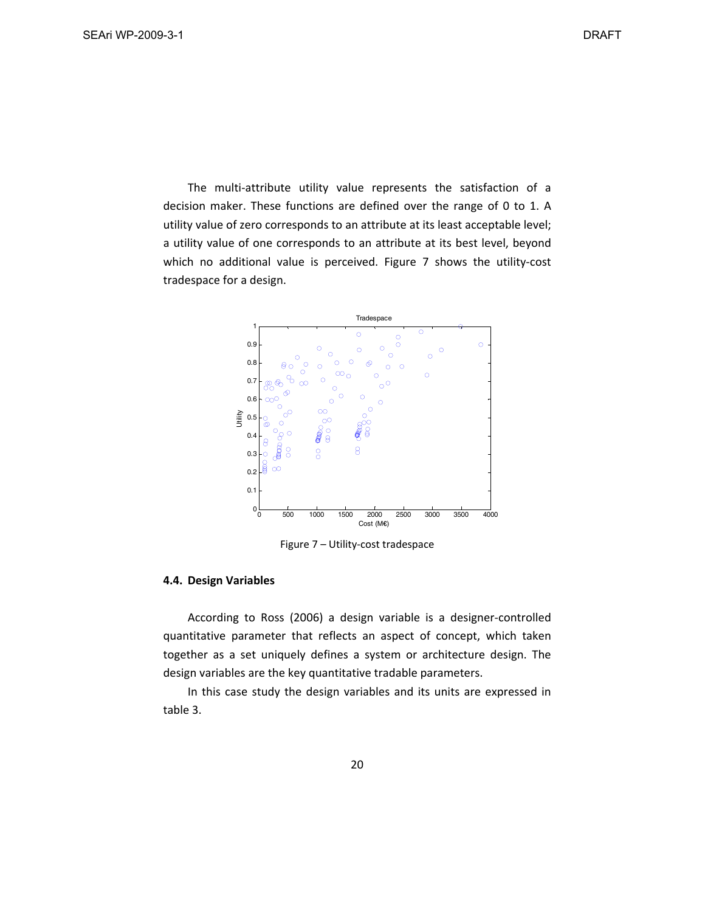The multi-attribute utility value represents the satisfaction of a decision maker. These functions are defined over the range of 0 to 1. A utility value of zero corresponds to an attribute at its least acceptable level; a utility value of one corresponds to an attribute at its best level, beyond which no additional value is perceived. Figure 7 shows the utility-cost tradespace for a design.

Figure 7 – Utility-cost tradespace

### 4.4. Design Variables

According to Ross (2006) a design variable is a designer-controlled quantitative parameter that reflects an aspect of concept, which taken together as a set uniquely defines a system or architecture design. The design variables are the key quantitative tradable parameters.

In this case study the design variables and its units are expressed in table 3.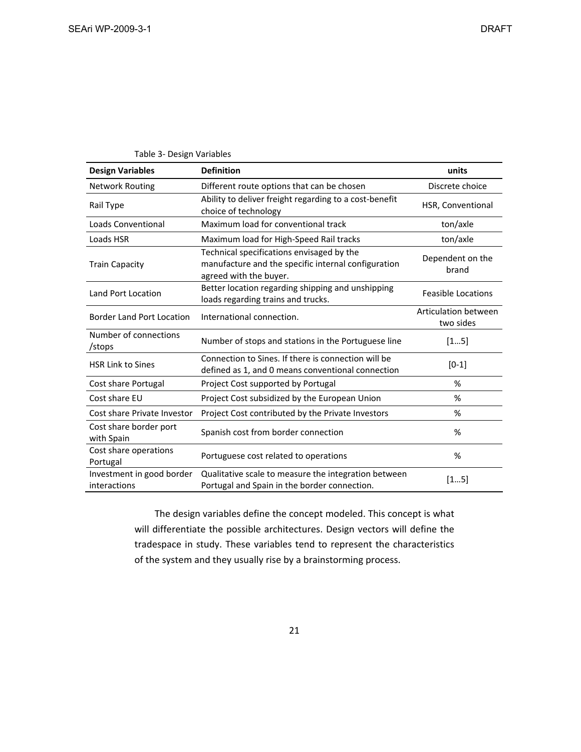Table 3- Design Variables

| Design Variables | Definition | units |
|---|---|---|
| Network Routing | Different route options that can be chosen | Discrete choice |
| Rail Type | Ability to deliver freight regarding to a cost-benefit choice of technology | HSR, Conventional |
| Loads Conventional | Maximum load for conventional track | ton/axle |
| Loads HSR | Maximum load for High-Speed Rail tracks | ton/axle |
| Train Capacity | Technical specifications envisaged by the manufacture and the specific internal configuration agreed with the buyer. | Dependent on the brand |
| Land Port Location | Better location regarding shipping and unshipping loads regarding trains and trucks. | Feasible Locations |
| Border Land Port Location | International connection. | Articulation between two sides |
| Number of connections /stops | Number of stops and stations in the Portuguese line | [1…5] |
| HSR Link to Sines | Connection to Sines. If there is connection will be defined as 1, and 0 means conventional connection | [0-1] |
| Cost share Portugal | Project Cost supported by Portugal | % |
| Cost share EU | Project Cost subsidized by the European Union | % |
| Cost share Private Investor | Project Cost contributed by the Private Investors | % |
| Cost share border port with Spain | Spanish cost from border connection | % |
| Cost share operations Portugal | Portuguese cost related to operations | % |
| Investment in good border interactions | Qualitative scale to measure the integration between Portugal and Spain in the border connection. | [1…5] |

The design variables define the concept modeled. This concept is what will differentiate the possible architectures. Design vectors will define the tradespace in study. These variables tend to represent the characteristics of the system and they usually rise by a brainstorming process.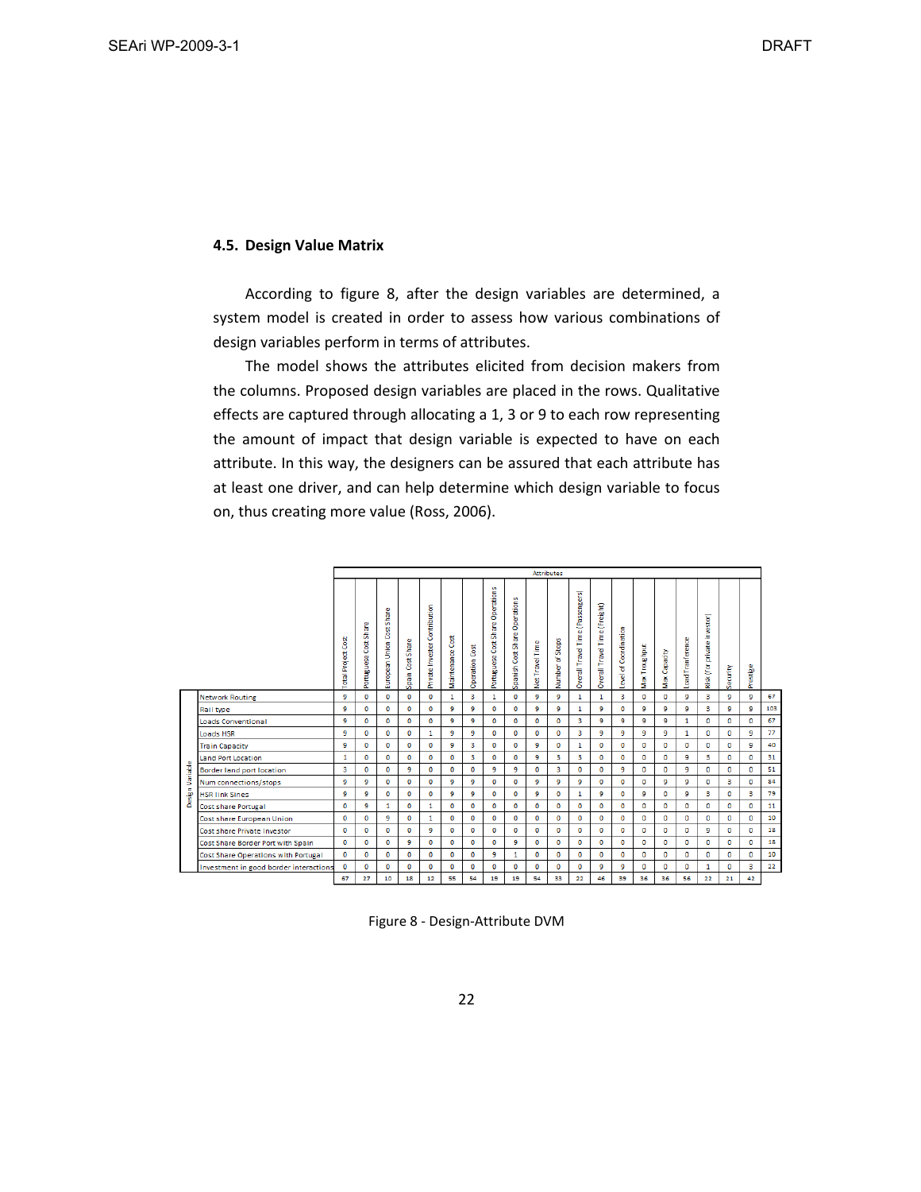### 4.5. Design Value Matrix

According to figure 8, after the design variables are determined, a system model is created in order to assess how various combinations of design variables perform in terms of attributes.

The model shows the attributes elicited from decision makers from the columns. Proposed design variables are placed in the rows. Qualitative effects are captured through allocating a 1, 3 or 9 to each row representing the amount of impact that design variable is expected to have on each attribute. In this way, the designers can be assured that each attribute has at least one driver, and can help determine which design variable to focus on, thus creating more value (Ross, 2006).

| Design Variable | Total Project Cost | Portuguese Cost Share | European Union Cost Share | Spain Cost Share | Private Investor Contribution | Maintenance Cost | Operation Cost | Portuguese Cost Share Operations | Spanish Cost Share Operations | Net Travel Time | Number of Stops | Overall Travel Time (Passengers) | Overall Travel Time (Freight) | Level of Coordination | Max Troughput | Max Capacity | Load Tranference | Risk (for private investor) | Security | Prestige | |
|---|---|---|---|---|---|---|---|---|---|---|---|---|---|---|---|---|---|---|---|---|---|
| Network Routing | 9 | 0 | 0 | 0 | 0 | 1 | 3 | 1 | 0 | 9 | 9 | 1 | 1 | 3 | 0 | 0 | 9 | 3 | 9 | 9 | 67 |
| Rail type | 9 | 0 | 0 | 0 | 0 | 9 | 9 | 0 | 0 | 9 | 9 | 1 | 9 | 0 | 9 | 9 | 9 | 3 | 9 | 9 | 103 |
| Loads Conventional | 9 | 0 | 0 | 0 | 0 | 9 | 9 | 0 | 0 | 0 | 0 | 3 | 9 | 9 | 9 | 9 | 1 | 0 | 0 | 0 | 67 |
| Loads HSR | 9 | 0 | 0 | 0 | 1 | 9 | 9 | 0 | 0 | 0 | 0 | 3 | 9 | 9 | 9 | 9 | 1 | 0 | 0 | 9 | 77 |
| Train Capacity | 9 | 0 | 0 | 0 | 0 | 9 | 3 | 0 | 0 | 9 | 0 | 1 | 0 | 0 | 0 | 0 | 0 | 0 | 0 | 9 | 40 |
| Land Port Location | 1 | 0 | 0 | 0 | 0 | 0 | 3 | 0 | 0 | 9 | 3 | 3 | 0 | 0 | 0 | 0 | 9 | 3 | 0 | 0 | 31 |
| Border land port location | 3 | 0 | 0 | 9 | 0 | 0 | 0 | 9 | 9 | 0 | 3 | 0 | 0 | 9 | 0 | 0 | 9 | 0 | 0 | 0 | 51 |
| Num connections/stops | 9 | 9 | 0 | 0 | 0 | 9 | 9 | 0 | 0 | 9 | 9 | 9 | 0 | 0 | 0 | 9 | 9 | 0 | 3 | 0 | 84 |
| HSR link lines | 9 | 9 | 0 | 0 | 0 | 9 | 9 | 0 | 0 | 9 | 0 | 1 | 9 | 0 | 9 | 0 | 9 | 3 | 0 | 3 | 79 |
| Cost share Portugal | 0 | 9 | 1 | 0 | 1 | 0 | 0 | 0 | 0 | 0 | 0 | 0 | 0 | 0 | 0 | 0 | 0 | 0 | 0 | 0 | 11 |
| Cost share European Union | 0 | 0 | 9 | 0 | 1 | 0 | 0 | 0 | 0 | 0 | 0 | 0 | 0 | 0 | 0 | 0 | 0 | 0 | 0 | 0 | 10 |
| Cost share Private Investor | 0 | 0 | 0 | 0 | 9 | 0 | 0 | 0 | 0 | 0 | 0 | 0 | 0 | 0 | 0 | 0 | 0 | 9 | 0 | 0 | 18 |
| Cost Share Border Port with Spain | 0 | 0 | 0 | 9 | 0 | 0 | 0 | 0 | 9 | 0 | 0 | 0 | 0 | 0 | 0 | 0 | 0 | 0 | 0 | 0 | 18 |
| Cost Share Operations with Portugal | 0 | 0 | 0 | 0 | 0 | 0 | 0 | 9 | 1 | 0 | 0 | 0 | 0 | 0 | 0 | 0 | 0 | 0 | 0 | 0 | 10 |
| Investment in good border interactions | 0 | 0 | 0 | 0 | 0 | 0 | 0 | 0 | 0 | 0 | 0 | 0 | 9 | 9 | 0 | 0 | 0 | 1 | 0 | 3 | 22 |
| | 67 | 27 | 10 | 18 | 12 | 55 | 54 | 19 | 19 | 54 | 33 | 22 | 46 | 39 | 36 | 36 | 56 | 22 | 21 | 42 | |

Figure 8 - Design-Attribute DVM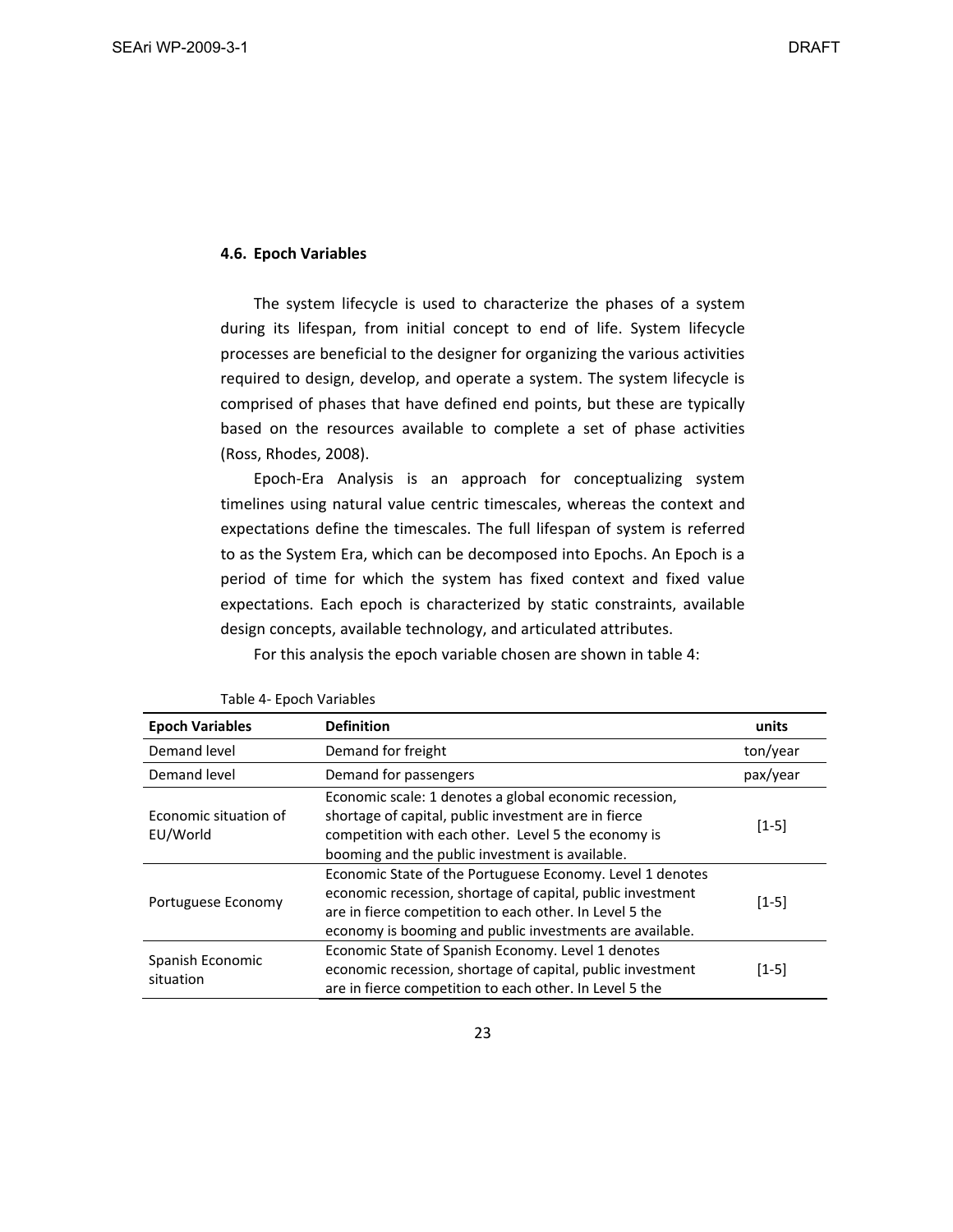### 4.6. Epoch Variables

The system lifecycle is used to characterize the phases of a system during its lifespan, from initial concept to end of life. System lifecycle processes are beneficial to the designer for organizing the various activities required to design, develop, and operate a system. The system lifecycle is comprised of phases that have defined end points, but these are typically based on the resources available to complete a set of phase activities (Ross, Rhodes, 2008).

Epoch-Era Analysis is an approach for conceptualizing system timelines using natural value centric timescales, whereas the context and expectations define the timescales. The full lifespan of system is referred to as the System Era, which can be decomposed into Epochs. An Epoch is a period of time for which the system has fixed context and fixed value expectations. Each epoch is characterized by static constraints, available design concepts, available technology, and articulated attributes.

For this analysis the epoch variable chosen are shown in table 4:

Table 4- Epoch Variables

| Epoch Variables | Definition | units |
|---|---|---|
| Demand level | Demand for freight | ton/year |
| Demand level | Demand for passengers | pax/year |
| Economic situation of EU/World | Economic scale: 1 denotes a global economic recession, shortage of capital, public investment are in fierce competition with each other. Level 5 the economy is booming and the public investment is available. | [1-5] |
| Portuguese Economy | Economic State of the Portuguese Economy. Level 1 denotes economic recession, shortage of capital, public investment are in fierce competition to each other. In Level 5 the economy is booming and public investments are available. | [1-5] |
| Spanish Economic situation | Economic State of Spanish Economy. Level 1 denotes economic recession, shortage of capital, public investment are in fierce competition to each other. In Level 5 the | [1-5] |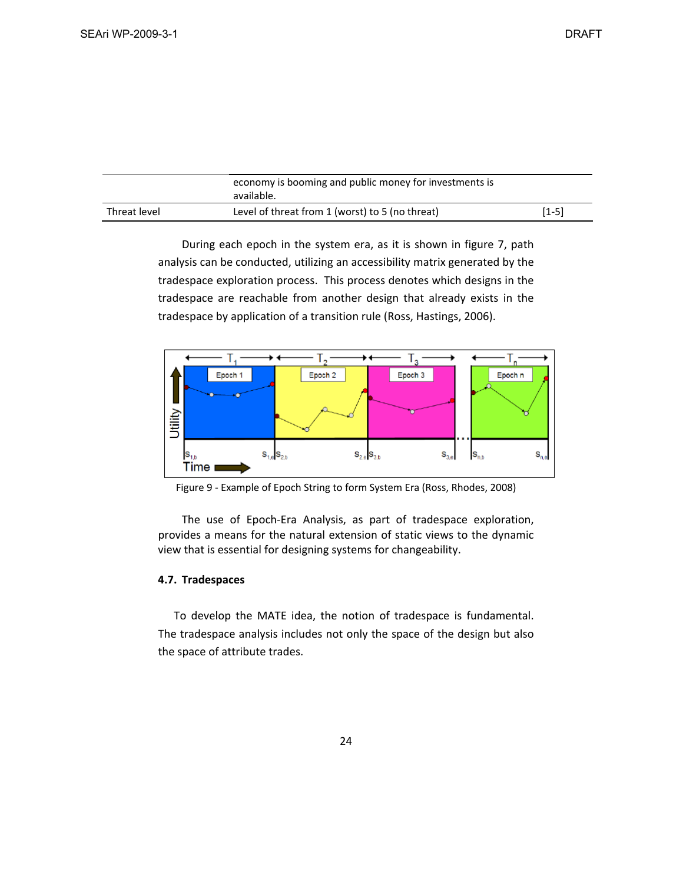| | economy is booming and public money for investments is available. | |
|---|---|---|
| Threat level | Level of threat from 1 (worst) to 5 (no threat) | [1-5] |

During each epoch in the system era, as it is shown in figure 7, path analysis can be conducted, utilizing an accessibility matrix generated by the tradespace exploration process. This process denotes which designs in the tradespace are reachable from another design that already exists in the tradespace by application of a transition rule (Ross, Hastings, 2006).

Figure 9 - Example of Epoch String to form System Era (Ross, Rhodes, 2008)

The use of Epoch-Era Analysis, as part of tradespace exploration, provides a means for the natural extension of static views to the dynamic view that is essential for designing systems for changeability.

#### 4.7. Tradespaces

To develop the MATE idea, the notion of tradespace is fundamental. The tradespace analysis includes not only the space of the design but also the space of attribute trades.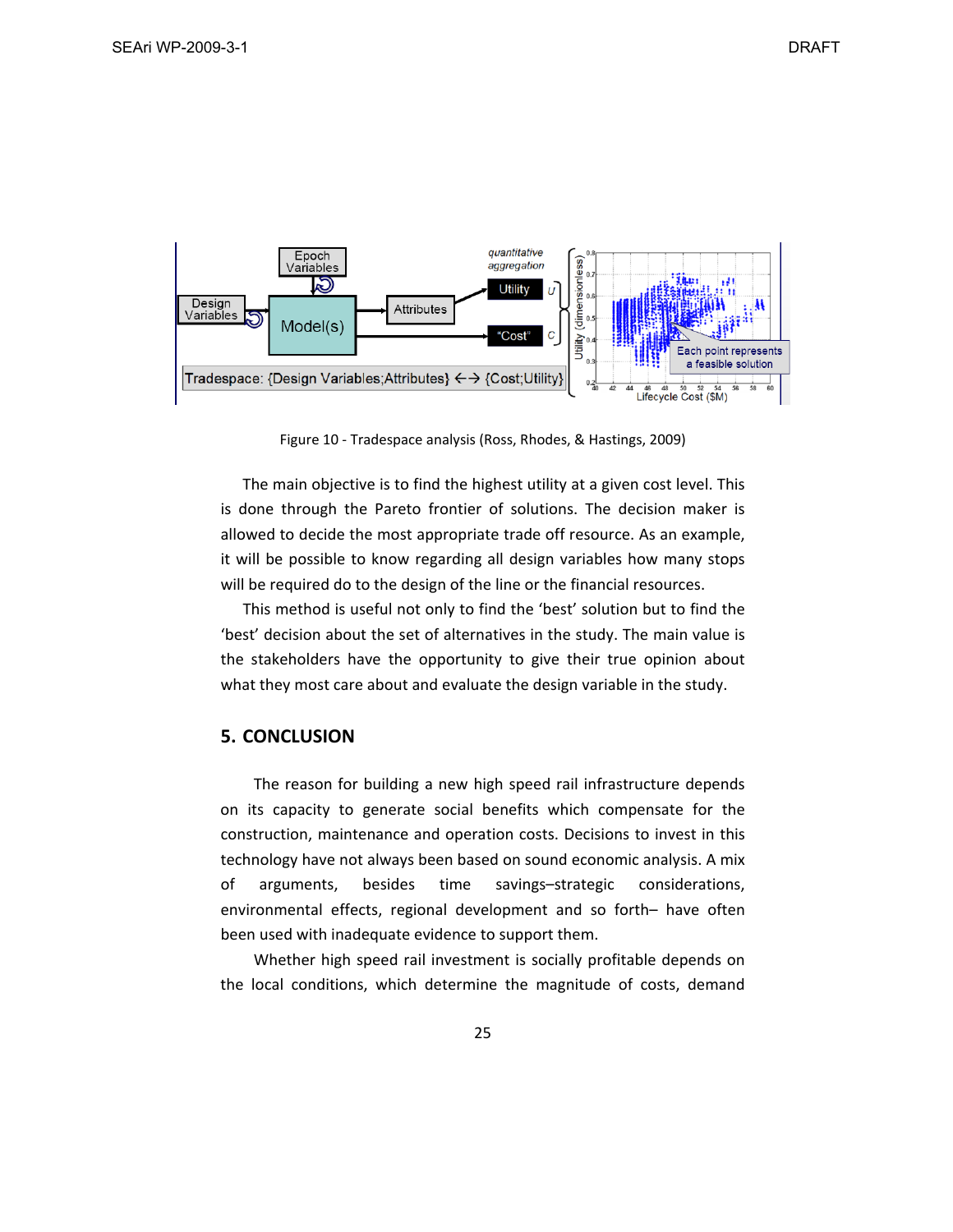Figure 10 - Tradespace analysis (Ross, Rhodes, & Hastings, 2009)

The main objective is to find the highest utility at a given cost level. This is done through the Pareto frontier of solutions. The decision maker is allowed to decide the most appropriate trade off resource. As an example, it will be possible to know regarding all design variables how many stops will be required do to the design of the line or the financial resources.

This method is useful not only to find the 'best' solution but to find the 'best' decision about the set of alternatives in the study. The main value is the stakeholders have the opportunity to give their true opinion about what they most care about and evaluate the design variable in the study.

## 5. CONCLUSION

The reason for building a new high speed rail infrastructure depends on its capacity to generate social benefits which compensate for the construction, maintenance and operation costs. Decisions to invest in this technology have not always been based on sound economic analysis. A mix of arguments, besides time savings–strategic considerations, environmental effects, regional development and so forth– have often been used with inadequate evidence to support them.

Whether high speed rail investment is socially profitable depends on the local conditions, which determine the magnitude of costs, demand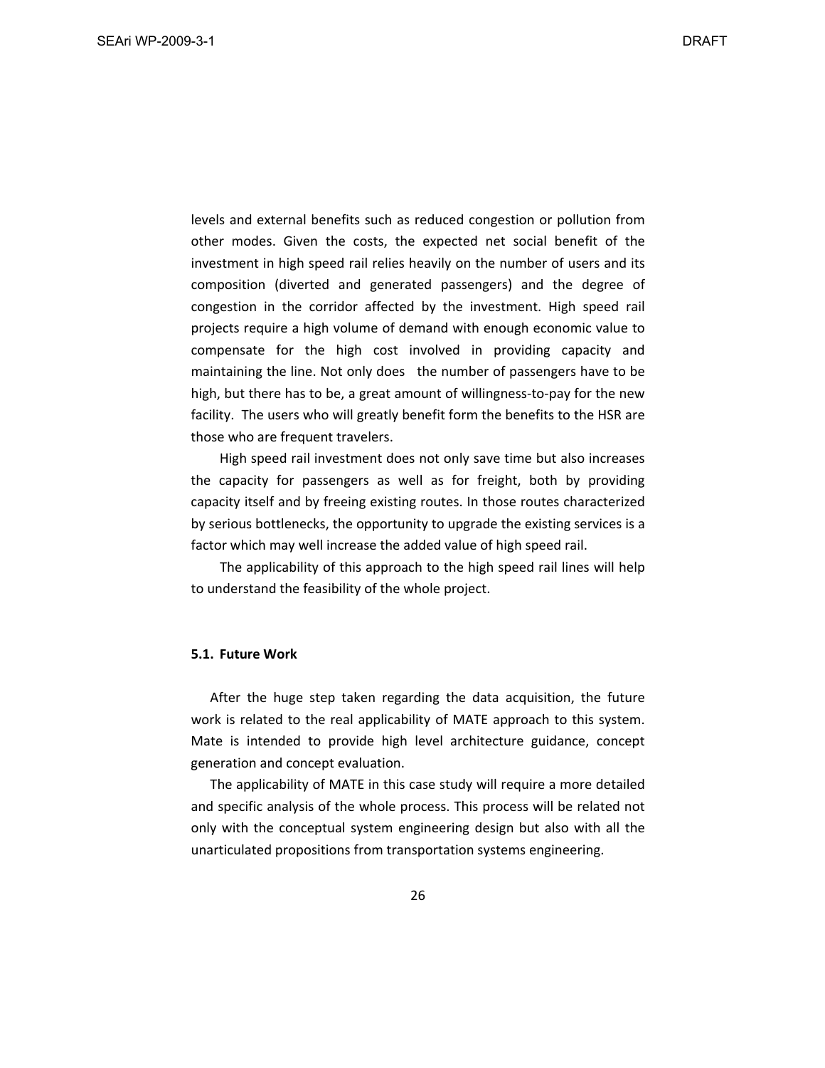levels and external benefits such as reduced congestion or pollution from other modes. Given the costs, the expected net social benefit of the investment in high speed rail relies heavily on the number of users and its composition (diverted and generated passengers) and the degree of congestion in the corridor affected by the investment. High speed rail projects require a high volume of demand with enough economic value to compensate for the high cost involved in providing capacity and maintaining the line. Not only does the number of passengers have to be high, but there has to be, a great amount of willingness-to-pay for the new facility. The users who will greatly benefit form the benefits to the HSR are those who are frequent travelers.

High speed rail investment does not only save time but also increases the capacity for passengers as well as for freight, both by providing capacity itself and by freeing existing routes. In those routes characterized by serious bottlenecks, the opportunity to upgrade the existing services is a factor which may well increase the added value of high speed rail.

The applicability of this approach to the high speed rail lines will help to understand the feasibility of the whole project.

### 5.1. Future Work

After the huge step taken regarding the data acquisition, the future work is related to the real applicability of MATE approach to this system. Mate is intended to provide high level architecture guidance, concept generation and concept evaluation.

The applicability of MATE in this case study will require a more detailed and specific analysis of the whole process. This process will be related not only with the conceptual system engineering design but also with all the unarticulated propositions from transportation systems engineering.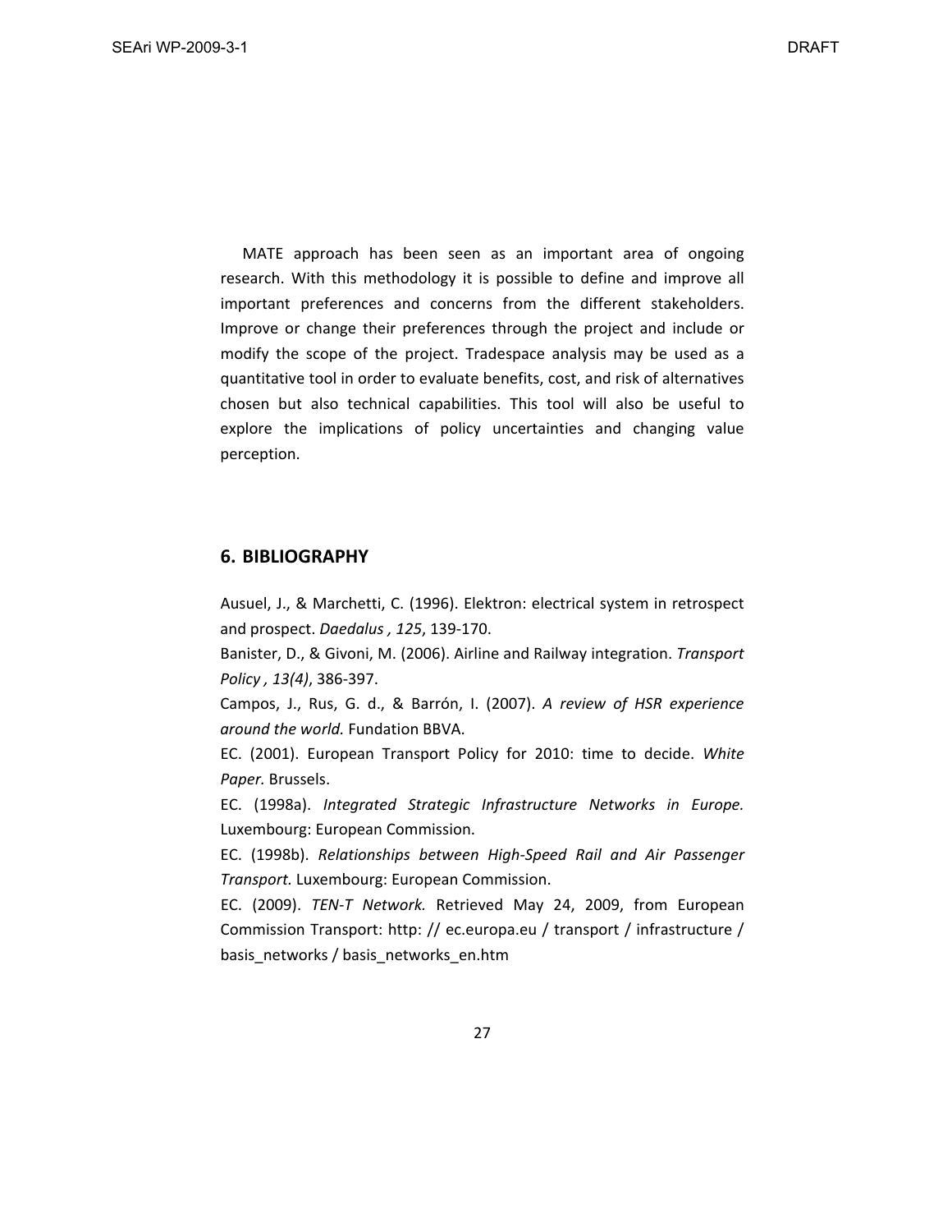MATE approach has been seen as an important area of ongoing research. With this methodology it is possible to define and improve all important preferences and concerns from the different stakeholders. Improve or change their preferences through the project and include or modify the scope of the project. Tradespace analysis may be used as a quantitative tool in order to evaluate benefits, cost, and risk of alternatives chosen but also technical capabilities. This tool will also be useful to explore the implications of policy uncertainties and changing value perception.

## 6. BIBLIOGRAPHY

Ausuel, J., & Marchetti, C. (1996). Elektron: electrical system in retrospect and prospect. *Daedalus , 125*, 139-170.

Banister, D., & Givoni, M. (2006). Airline and Railway integration. *Transport Policy , 13(4)*, 386-397.

Campos, J., Rus, G. d., & Barrón, I. (2007). *A review of HSR experience around the world.* Fundation BBVA.

EC. (2001). European Transport Policy for 2010: time to decide. *White Paper.* Brussels.

EC. (1998a). *Integrated Strategic Infrastructure Networks in Europe.* Luxembourg: European Commission.

EC. (1998b). *Relationships between High-Speed Rail and Air Passenger Transport.* Luxembourg: European Commission.

EC. (2009). *TEN-T Network.* Retrieved May 24, 2009, from European Commission Transport: http: // ec.europa.eu / transport / infrastructure / basis_networks / basis_networks_en.htm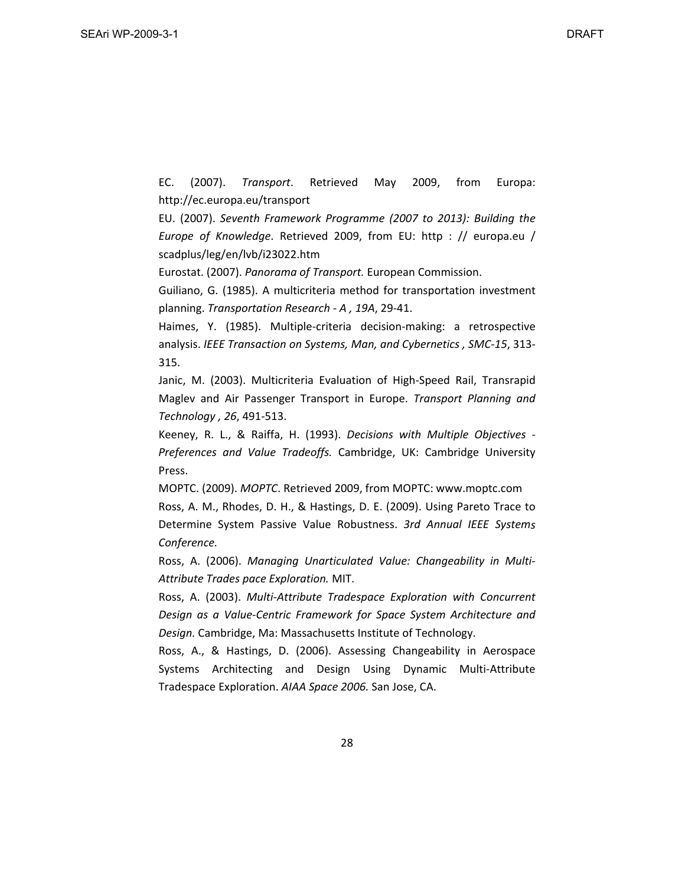EC. (2007). *Transport*. Retrieved May 2009, from Europa: http://ec.europa.eu/transport

EU. (2007). *Seventh Framework Programme (2007 to 2013): Building the Europe of Knowledge*. Retrieved 2009, from EU: http : // europa.eu / scadplus/leg/en/lvb/i23022.htm

Eurostat. (2007). *Panorama of Transport.* European Commission.

Guiliano, G. (1985). A multicriteria method for transportation investment planning. *Transportation Research - A , 19A*, 29-41.

Haimes, Y. (1985). Multiple-criteria decision-making: a retrospective analysis. *IEEE Transaction on Systems, Man, and Cybernetics , SMC-15*, 313-315.

Janic, M. (2003). Multicriteria Evaluation of High-Speed Rail, Transrapid Maglev and Air Passenger Transport in Europe. *Transport Planning and Technology , 26*, 491-513.

Keeney, R. L., & Raiffa, H. (1993). *Decisions with Multiple Objectives - Preferences and Value Tradeoffs.* Cambridge, UK: Cambridge University Press.

MOPTC. (2009). *MOPTC*. Retrieved 2009, from MOPTC: www.moptc.com

Ross, A. M., Rhodes, D. H., & Hastings, D. E. (2009). Using Pareto Trace to Determine System Passive Value Robustness. *3rd Annual IEEE Systems Conference.*

Ross, A. (2006). *Managing Unarticulated Value: Changeability in Multi-Attribute Trades pace Exploration.* MIT.

Ross, A. (2003). *Multi-Attribute Tradespace Exploration with Concurrent Design as a Value-Centric Framework for Space System Architecture and Design.* Cambridge, Ma: Massachusetts Institute of Technology.

Ross, A., & Hastings, D. (2006). Assessing Changeability in Aerospace Systems Architecting and Design Using Dynamic Multi-Attribute Tradespace Exploration. *AIAA Space 2006.* San Jose, CA.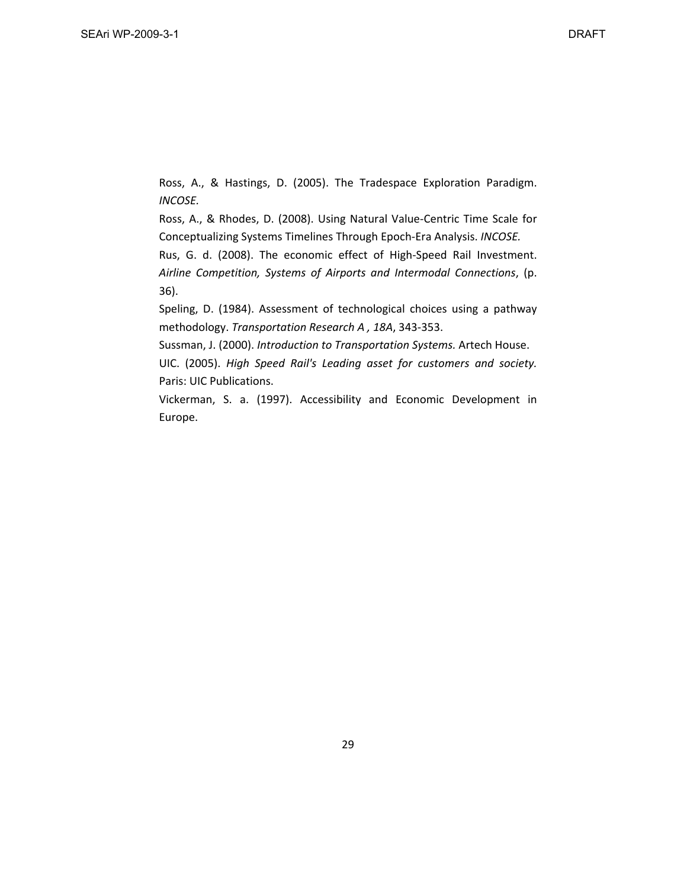Ross, A., & Hastings, D. (2005). The Tradespace Exploration Paradigm. *INCOSE.*

Ross, A., & Rhodes, D. (2008). Using Natural Value-Centric Time Scale for Conceptualizing Systems Timelines Through Epoch-Era Analysis. *INCOSE.*

Rus, G. d. (2008). The economic effect of High-Speed Rail Investment. *Airline Competition, Systems of Airports and Intermodal Connections*, (p. 36).

Speling, D. (1984). Assessment of technological choices using a pathway methodology. *Transportation Research A , 18A*, 343-353.

Sussman, J. (2000). *Introduction to Transportation Systems.* Artech House.

UIC. (2005). *High Speed Rail's Leading asset for customers and society.* Paris: UIC Publications.

Vickerman, S. a. (1997). Accessibility and Economic Development in Europe.